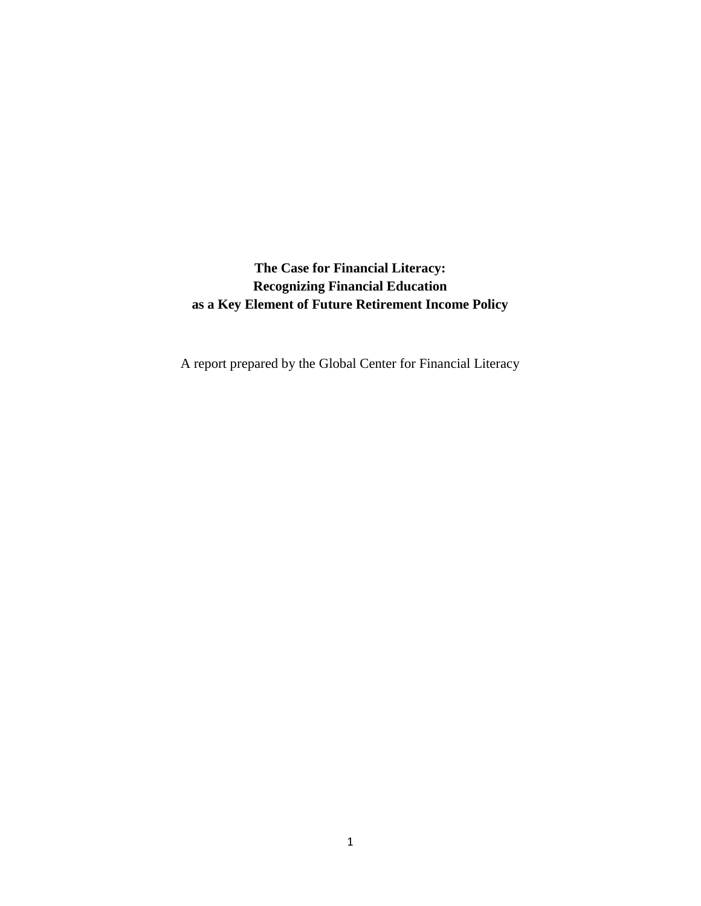# The Case for Financial Literacy: Recognizing Financial Education as a Key Element of Future Retirement Income Policy

A report prepared by the Global Center for Financial Literacy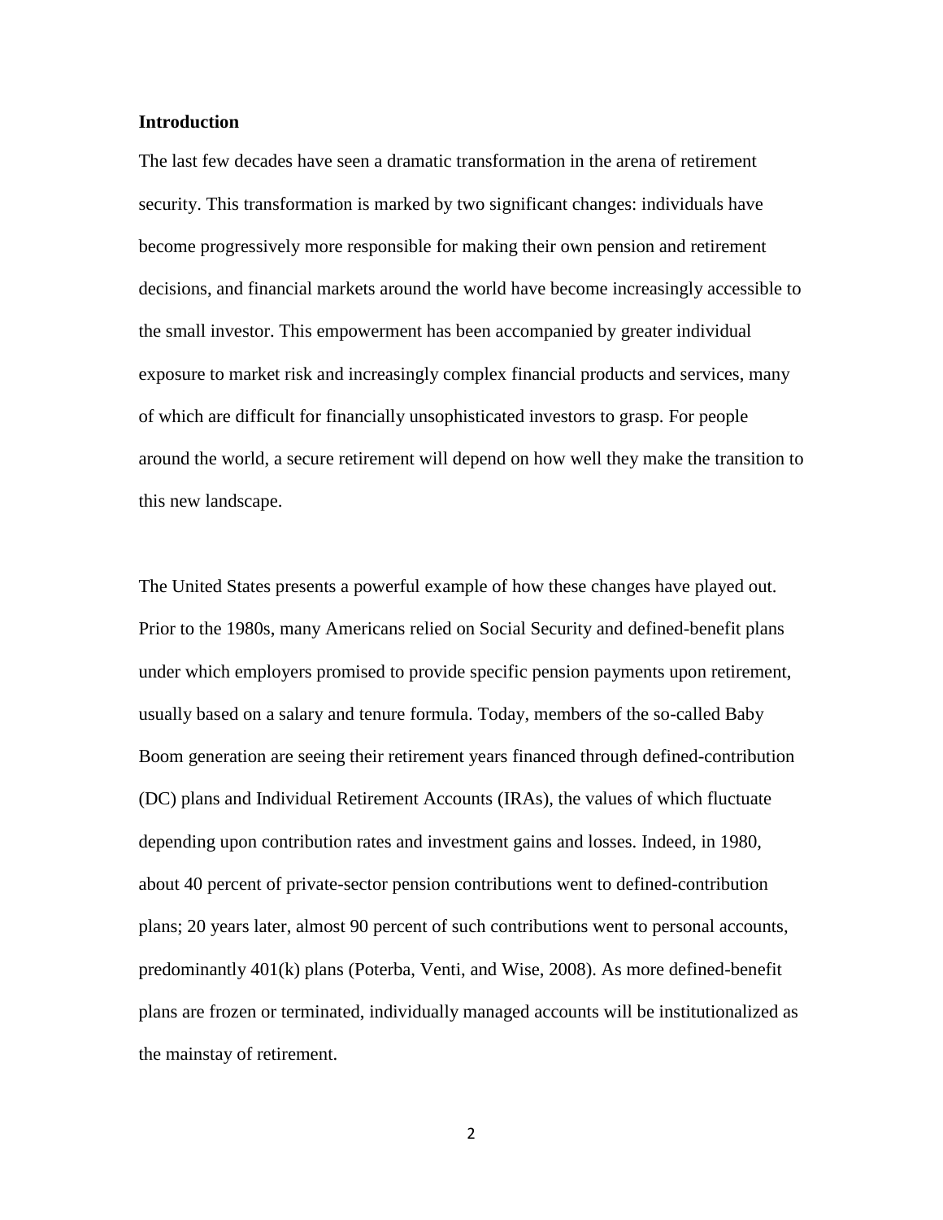**Introduction**

The last few decades have seen a dramatic transformation in the arena of retirement security. This transformation is marked by two significant changes: individuals have become progressively more responsible for making their own pension and retirement decisions, and financial markets around the world have become increasingly accessible to the small investor. This empowerment has been accompanied by greater individual exposure to market risk and increasingly complex financial products and services, many of which are difficult for financially unsophisticated investors to grasp. For people around the world, a secure retirement will depend on how well they make the transition to this new landscape.

The United States presents a powerful example of how these changes have played out. Prior to the 1980s, many Americans relied on Social Security and defined-benefit plans under which employers promised to provide specific pension payments upon retirement, usually based on a salary and tenure formula. Today, members of the so-called Baby Boom generation are seeing their retirement years financed through defined-contribution (DC) plans and Individual Retirement Accounts (IRAs), the values of which fluctuate depending upon contribution rates and investment gains and losses. Indeed, in 1980, about 40 percent of private-sector pension contributions went to defined-contribution plans; 20 years later, almost 90 percent of such contributions went to personal accounts, predominantly 401(k) plans (Poterba, Venti, and Wise, 2008). As more defined-benefit plans are frozen or terminated, individually managed accounts will be institutionalized as the mainstay of retirement.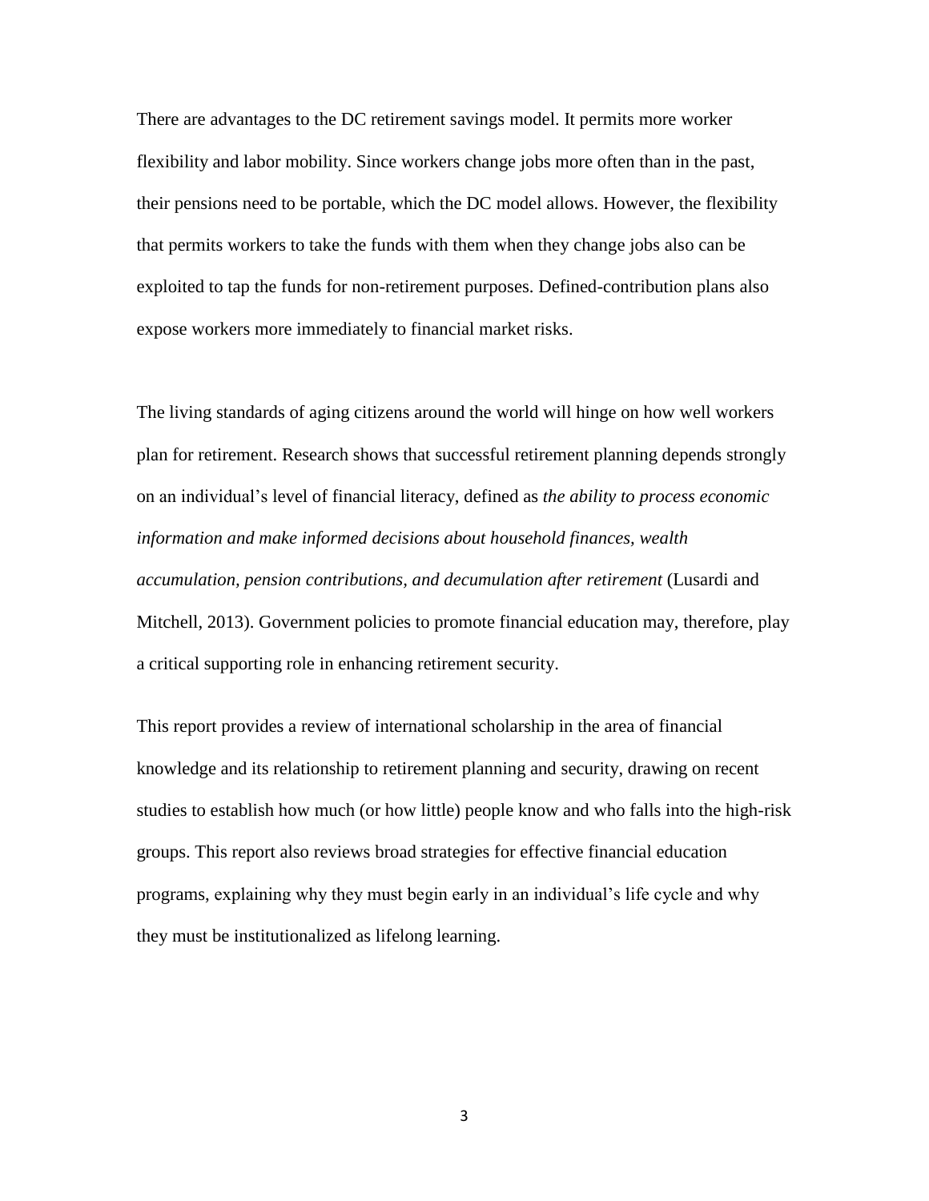There are advantages to the DC retirement savings model. It permits more worker flexibility and labor mobility. Since workers change jobs more often than in the past, their pensions need to be portable, which the DC model allows. However, the flexibility that permits workers to take the funds with them when they change jobs also can be exploited to tap the funds for non-retirement purposes. Defined-contribution plans also expose workers more immediately to financial market risks.

The living standards of aging citizens around the world will hinge on how well workers plan for retirement. Research shows that successful retirement planning depends strongly on an individual's level of financial literacy, defined as *the ability to process economic information and make informed decisions about household finances, wealth accumulation, pension contributions, and decumulation after retirement* (Lusardi and Mitchell, 2013). Government policies to promote financial education may, therefore, play a critical supporting role in enhancing retirement security.

This report provides a review of international scholarship in the area of financial knowledge and its relationship to retirement planning and security, drawing on recent studies to establish how much (or how little) people know and who falls into the high-risk groups. This report also reviews broad strategies for effective financial education programs, explaining why they must begin early in an individual's life cycle and why they must be institutionalized as lifelong learning.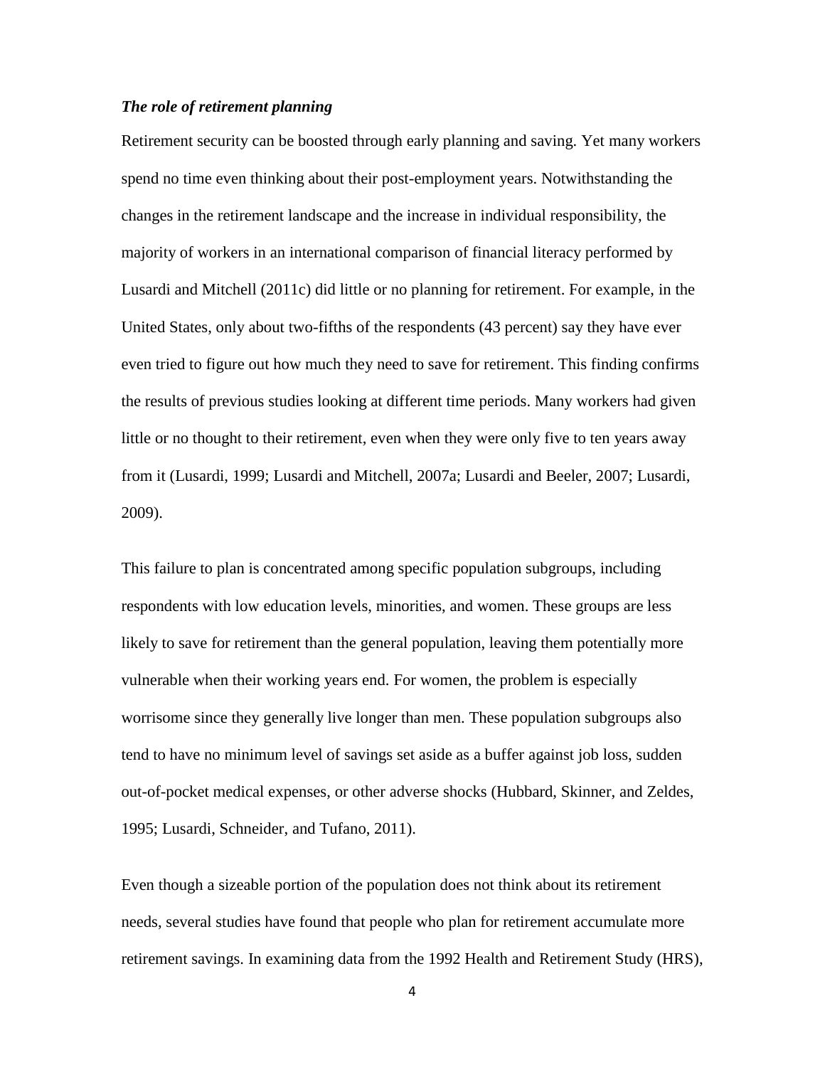### *The role of retirement planning*

Retirement security can be boosted through early planning and saving. Yet many workers spend no time even thinking about their post-employment years. Notwithstanding the changes in the retirement landscape and the increase in individual responsibility, the majority of workers in an international comparison of financial literacy performed by Lusardi and Mitchell (2011c) did little or no planning for retirement. For example, in the United States, only about two-fifths of the respondents (43 percent) say they have ever even tried to figure out how much they need to save for retirement. This finding confirms the results of previous studies looking at different time periods. Many workers had given little or no thought to their retirement, even when they were only five to ten years away from it (Lusardi, 1999; Lusardi and Mitchell, 2007a; Lusardi and Beeler, 2007; Lusardi, 2009).

This failure to plan is concentrated among specific population subgroups, including respondents with low education levels, minorities, and women. These groups are less likely to save for retirement than the general population, leaving them potentially more vulnerable when their working years end. For women, the problem is especially worrisome since they generally live longer than men. These population subgroups also tend to have no minimum level of savings set aside as a buffer against job loss, sudden out-of-pocket medical expenses, or other adverse shocks (Hubbard, Skinner, and Zeldes, 1995; Lusardi, Schneider, and Tufano, 2011).

Even though a sizeable portion of the population does not think about its retirement needs, several studies have found that people who plan for retirement accumulate more retirement savings. In examining data from the 1992 Health and Retirement Study (HRS),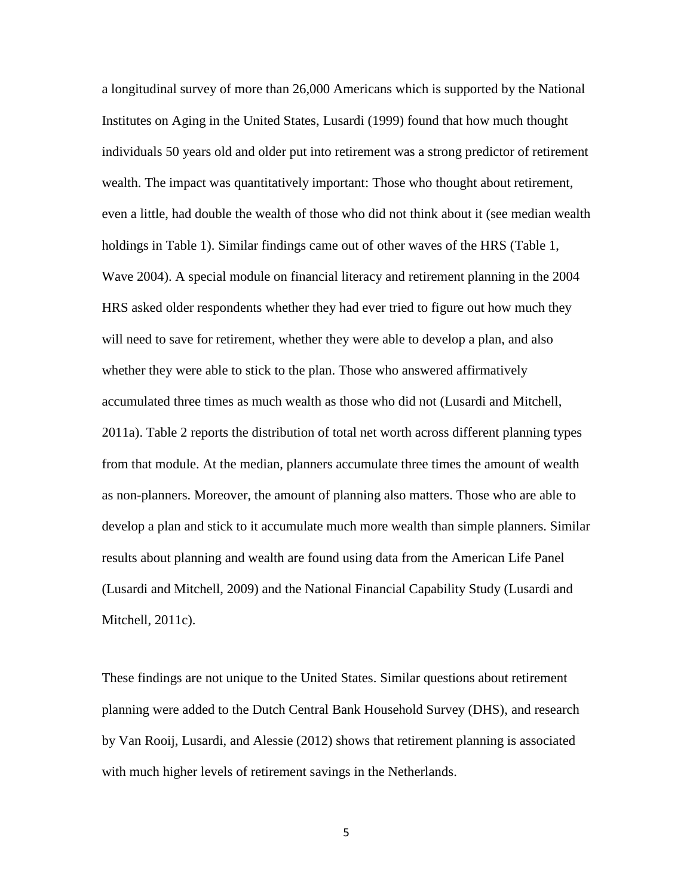a longitudinal survey of more than 26,000 Americans which is supported by the National Institutes on Aging in the United States, Lusardi (1999) found that how much thought individuals 50 years old and older put into retirement was a strong predictor of retirement wealth. The impact was quantitatively important: Those who thought about retirement, even a little, had double the wealth of those who did not think about it (see median wealth holdings in Table 1). Similar findings came out of other waves of the HRS (Table 1, Wave 2004). A special module on financial literacy and retirement planning in the 2004 HRS asked older respondents whether they had ever tried to figure out how much they will need to save for retirement, whether they were able to develop a plan, and also whether they were able to stick to the plan. Those who answered affirmatively accumulated three times as much wealth as those who did not (Lusardi and Mitchell, 2011a). Table 2 reports the distribution of total net worth across different planning types from that module. At the median, planners accumulate three times the amount of wealth as non-planners. Moreover, the amount of planning also matters. Those who are able to develop a plan and stick to it accumulate much more wealth than simple planners. Similar results about planning and wealth are found using data from the American Life Panel (Lusardi and Mitchell, 2009) and the National Financial Capability Study (Lusardi and Mitchell, 2011c).

These findings are not unique to the United States. Similar questions about retirement planning were added to the Dutch Central Bank Household Survey (DHS), and research by Van Rooij, Lusardi, and Alessie (2012) shows that retirement planning is associated with much higher levels of retirement savings in the Netherlands.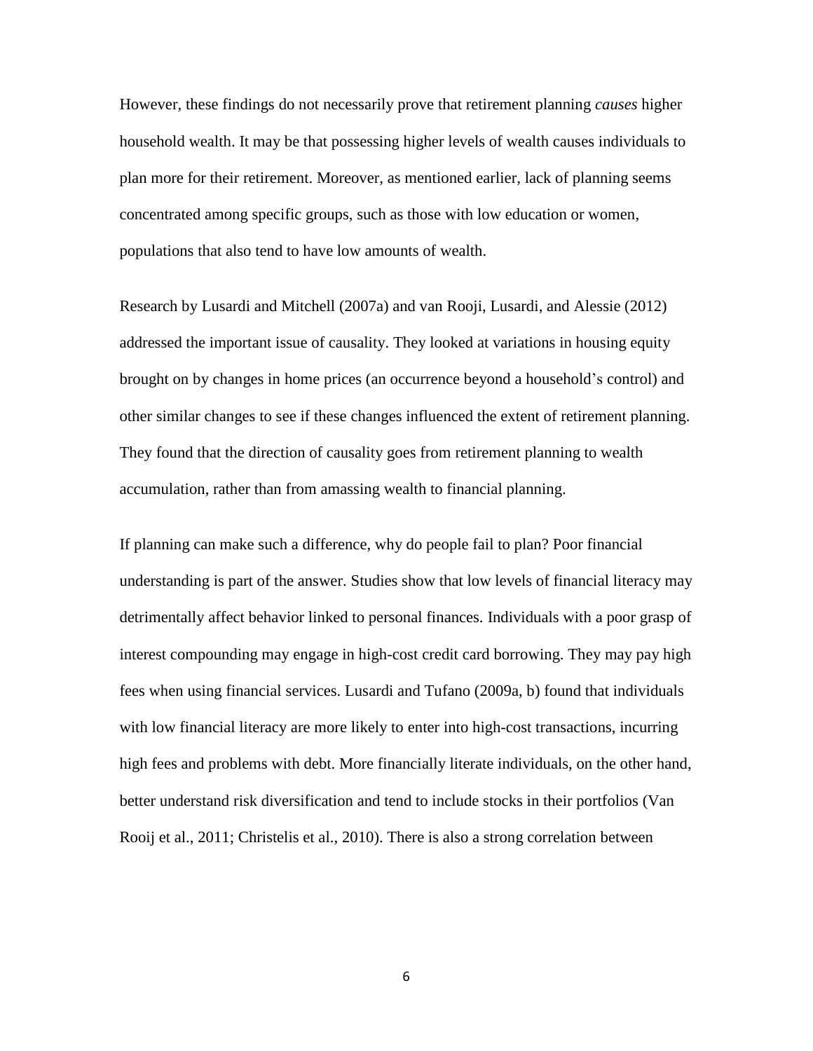However, these findings do not necessarily prove that retirement planning *causes* higher household wealth. It may be that possessing higher levels of wealth causes individuals to plan more for their retirement. Moreover, as mentioned earlier, lack of planning seems concentrated among specific groups, such as those with low education or women, populations that also tend to have low amounts of wealth.

Research by Lusardi and Mitchell (2007a) and van Rooji, Lusardi, and Alessie (2012) addressed the important issue of causality. They looked at variations in housing equity brought on by changes in home prices (an occurrence beyond a household's control) and other similar changes to see if these changes influenced the extent of retirement planning. They found that the direction of causality goes from retirement planning to wealth accumulation, rather than from amassing wealth to financial planning.

If planning can make such a difference, why do people fail to plan? Poor financial understanding is part of the answer. Studies show that low levels of financial literacy may detrimentally affect behavior linked to personal finances. Individuals with a poor grasp of interest compounding may engage in high-cost credit card borrowing. They may pay high fees when using financial services. Lusardi and Tufano (2009a, b) found that individuals with low financial literacy are more likely to enter into high-cost transactions, incurring high fees and problems with debt. More financially literate individuals, on the other hand, better understand risk diversification and tend to include stocks in their portfolios (Van Rooij et al., 2011; Christelis et al., 2010). There is also a strong correlation between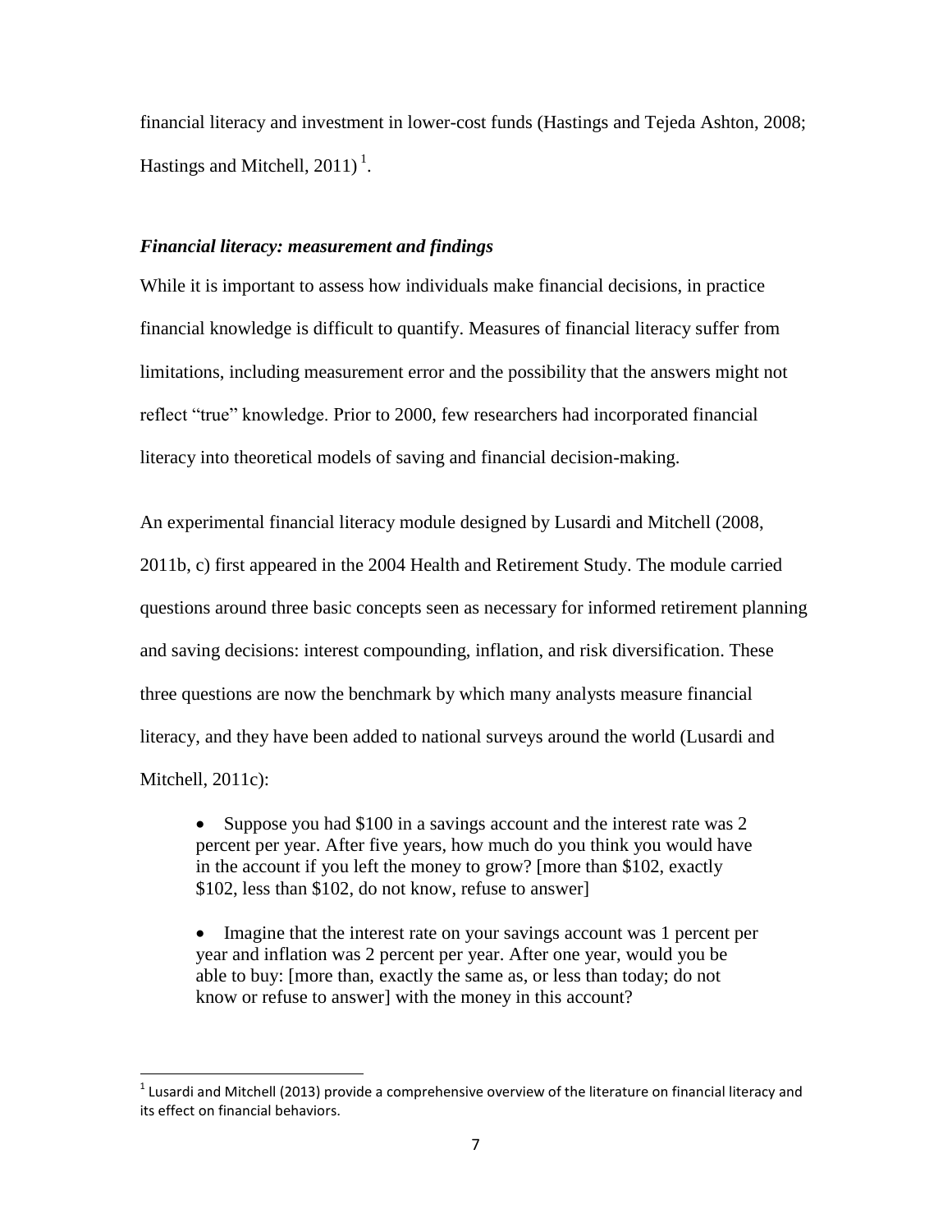financial literacy and investment in lower-cost funds (Hastings and Tejeda Ashton, 2008; Hastings and Mitchell, 2011) [1].

### *Financial literacy: measurement and findings*

While it is important to assess how individuals make financial decisions, in practice financial knowledge is difficult to quantify. Measures of financial literacy suffer from limitations, including measurement error and the possibility that the answers might not reflect "true" knowledge. Prior to 2000, few researchers had incorporated financial literacy into theoretical models of saving and financial decision-making.

An experimental financial literacy module designed by Lusardi and Mitchell (2008, 2011b, c) first appeared in the 2004 Health and Retirement Study. The module carried questions around three basic concepts seen as necessary for informed retirement planning and saving decisions: interest compounding, inflation, and risk diversification. These three questions are now the benchmark by which many analysts measure financial literacy, and they have been added to national surveys around the world (Lusardi and Mitchell, 2011c):

- Suppose you had $100 in a savings account and the interest rate was 2 percent per year. After five years, how much do you think you would have in the account if you left the money to grow? [more than $102, exactly $102, less than $102, do not know, refuse to answer]

- Imagine that the interest rate on your savings account was 1 percent per year and inflation was 2 percent per year. After one year, would you be able to buy: [more than, exactly the same as, or less than today; do not know or refuse to answer] with the money in this account?

[1] Lusardi and Mitchell (2013) provide a comprehensive overview of the literature on financial literacy and its effect on financial behaviors.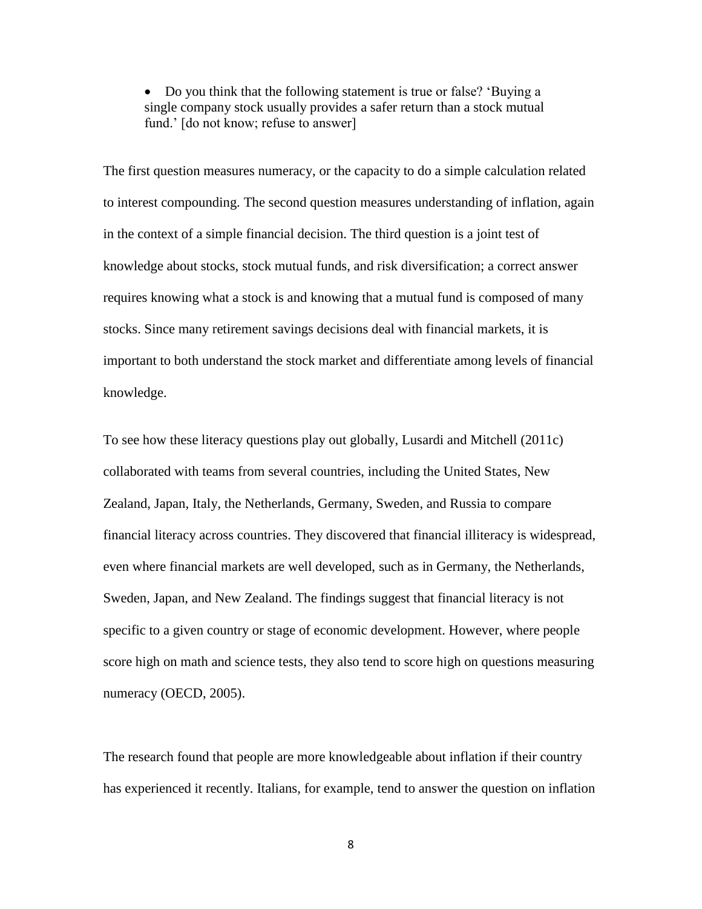- Do you think that the following statement is true or false? 'Buying a single company stock usually provides a safer return than a stock mutual fund.' [do not know; refuse to answer]

The first question measures numeracy, or the capacity to do a simple calculation related to interest compounding. The second question measures understanding of inflation, again in the context of a simple financial decision. The third question is a joint test of knowledge about stocks, stock mutual funds, and risk diversification; a correct answer requires knowing what a stock is and knowing that a mutual fund is composed of many stocks. Since many retirement savings decisions deal with financial markets, it is important to both understand the stock market and differentiate among levels of financial knowledge.

To see how these literacy questions play out globally, Lusardi and Mitchell (2011c) collaborated with teams from several countries, including the United States, New Zealand, Japan, Italy, the Netherlands, Germany, Sweden, and Russia to compare financial literacy across countries. They discovered that financial illiteracy is widespread, even where financial markets are well developed, such as in Germany, the Netherlands, Sweden, Japan, and New Zealand. The findings suggest that financial literacy is not specific to a given country or stage of economic development. However, where people score high on math and science tests, they also tend to score high on questions measuring numeracy (OECD, 2005).

The research found that people are more knowledgeable about inflation if their country has experienced it recently. Italians, for example, tend to answer the question on inflation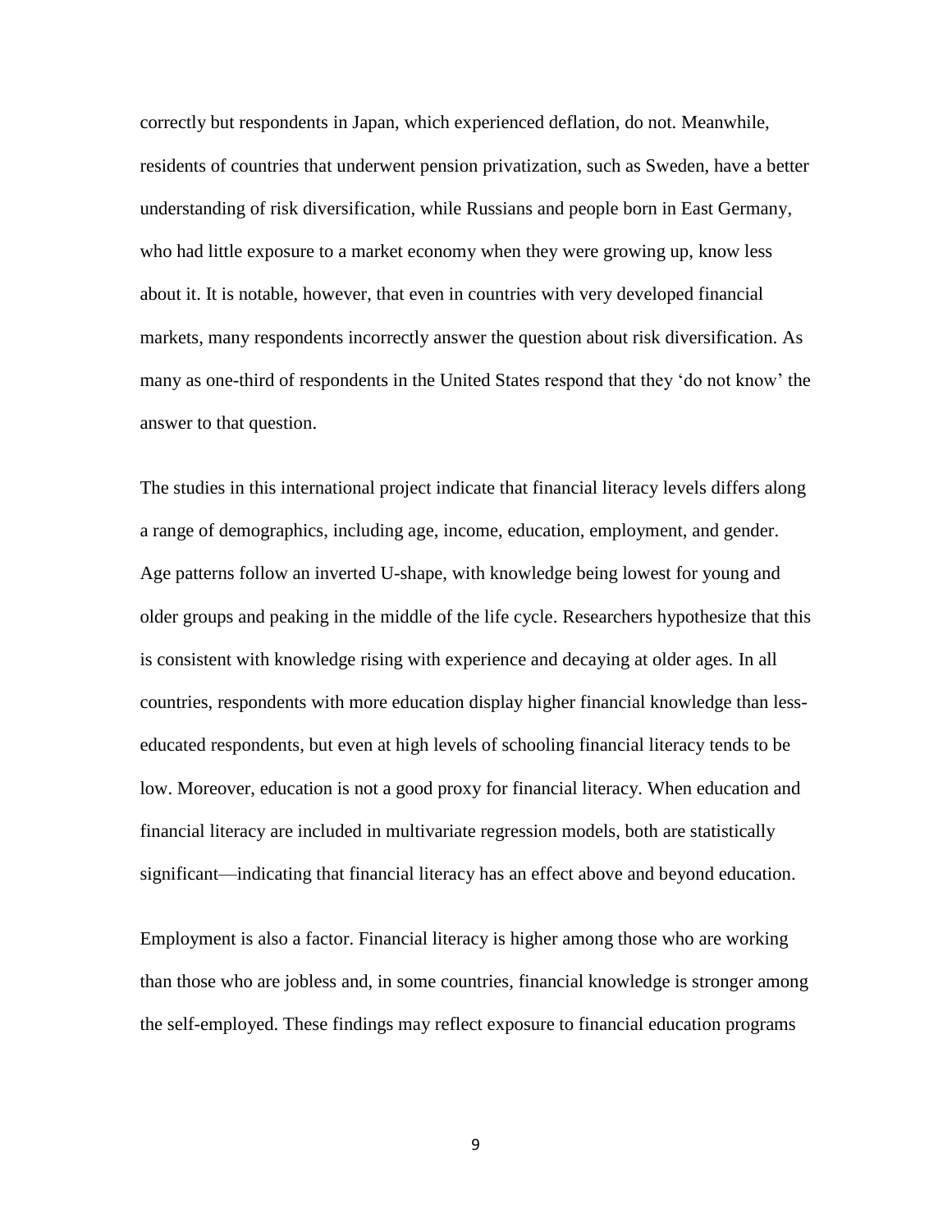correctly but respondents in Japan, which experienced deflation, do not. Meanwhile, residents of countries that underwent pension privatization, such as Sweden, have a better understanding of risk diversification, while Russians and people born in East Germany, who had little exposure to a market economy when they were growing up, know less about it. It is notable, however, that even in countries with very developed financial markets, many respondents incorrectly answer the question about risk diversification. As many as one-third of respondents in the United States respond that they 'do not know' the answer to that question.

The studies in this international project indicate that financial literacy levels differs along a range of demographics, including age, income, education, employment, and gender. Age patterns follow an inverted U-shape, with knowledge being lowest for young and older groups and peaking in the middle of the life cycle. Researchers hypothesize that this is consistent with knowledge rising with experience and decaying at older ages. In all countries, respondents with more education display higher financial knowledge than less-educated respondents, but even at high levels of schooling financial literacy tends to be low. Moreover, education is not a good proxy for financial literacy. When education and financial literacy are included in multivariate regression models, both are statistically significant—indicating that financial literacy has an effect above and beyond education.

Employment is also a factor. Financial literacy is higher among those who are working than those who are jobless and, in some countries, financial knowledge is stronger among the self-employed. These findings may reflect exposure to financial education programs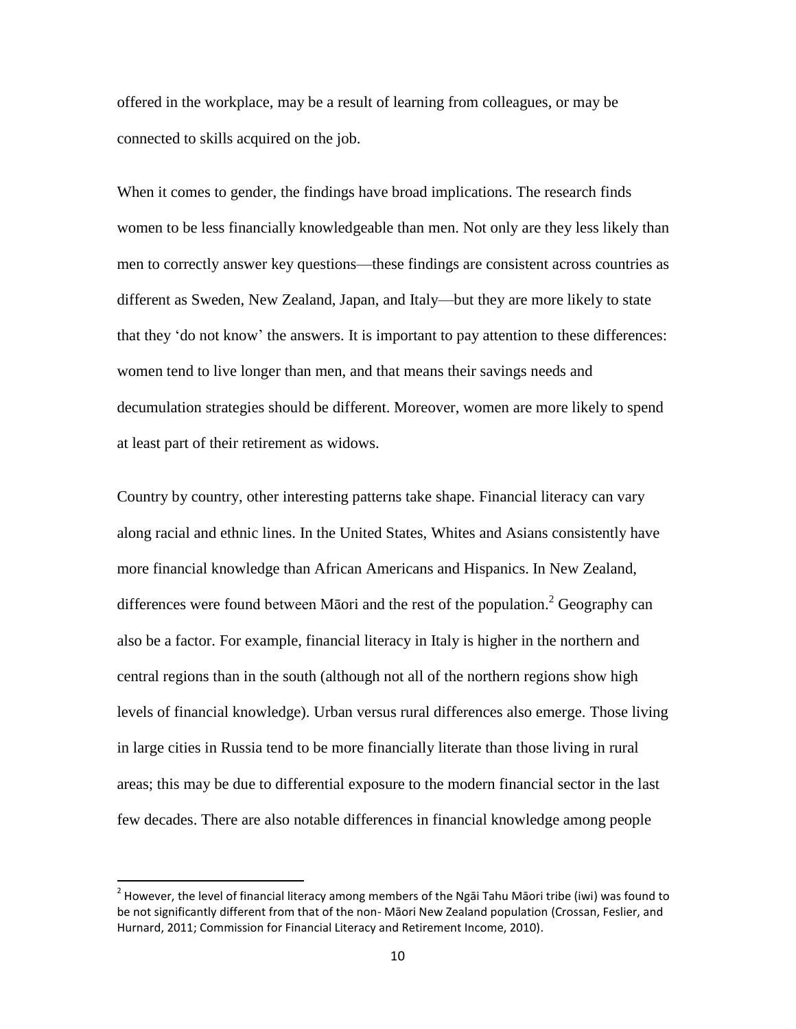offered in the workplace, may be a result of learning from colleagues, or may be connected to skills acquired on the job.

When it comes to gender, the findings have broad implications. The research finds women to be less financially knowledgeable than men. Not only are they less likely than men to correctly answer key questions—these findings are consistent across countries as different as Sweden, New Zealand, Japan, and Italy—but they are more likely to state that they 'do not know' the answers. It is important to pay attention to these differences: women tend to live longer than men, and that means their savings needs and decumulation strategies should be different. Moreover, women are more likely to spend at least part of their retirement as widows.

Country by country, other interesting patterns take shape. Financial literacy can vary along racial and ethnic lines. In the United States, Whites and Asians consistently have more financial knowledge than African Americans and Hispanics. In New Zealand, differences were found between Māori and the rest of the population.[2] Geography can also be a factor. For example, financial literacy in Italy is higher in the northern and central regions than in the south (although not all of the northern regions show high levels of financial knowledge). Urban versus rural differences also emerge. Those living in large cities in Russia tend to be more financially literate than those living in rural areas; this may be due to differential exposure to the modern financial sector in the last few decades. There are also notable differences in financial knowledge among people

[2] However, the level of financial literacy among members of the Ngāi Tahu Māori tribe (iwi) was found to be not significantly different from that of the non- Māori New Zealand population (Crossan, Feslier, and Hurnard, 2011; Commission for Financial Literacy and Retirement Income, 2010).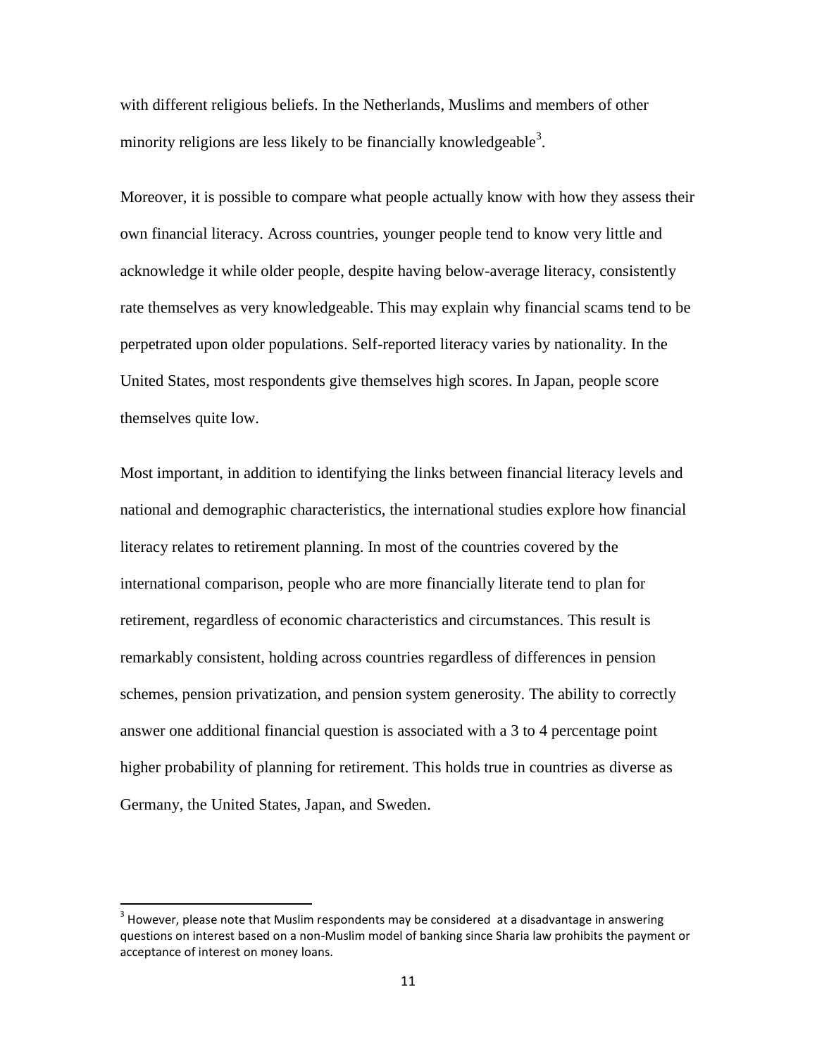with different religious beliefs. In the Netherlands, Muslims and members of other minority religions are less likely to be financially knowledgeable[3].

Moreover, it is possible to compare what people actually know with how they assess their own financial literacy. Across countries, younger people tend to know very little and acknowledge it while older people, despite having below-average literacy, consistently rate themselves as very knowledgeable. This may explain why financial scams tend to be perpetrated upon older populations. Self-reported literacy varies by nationality. In the United States, most respondents give themselves high scores. In Japan, people score themselves quite low.

Most important, in addition to identifying the links between financial literacy levels and national and demographic characteristics, the international studies explore how financial literacy relates to retirement planning. In most of the countries covered by the international comparison, people who are more financially literate tend to plan for retirement, regardless of economic characteristics and circumstances. This result is remarkably consistent, holding across countries regardless of differences in pension schemes, pension privatization, and pension system generosity. The ability to correctly answer one additional financial question is associated with a 3 to 4 percentage point higher probability of planning for retirement. This holds true in countries as diverse as Germany, the United States, Japan, and Sweden.

[3] However, please note that Muslim respondents may be considered at a disadvantage in answering questions on interest based on a non-Muslim model of banking since Sharia law prohibits the payment or acceptance of interest on money loans.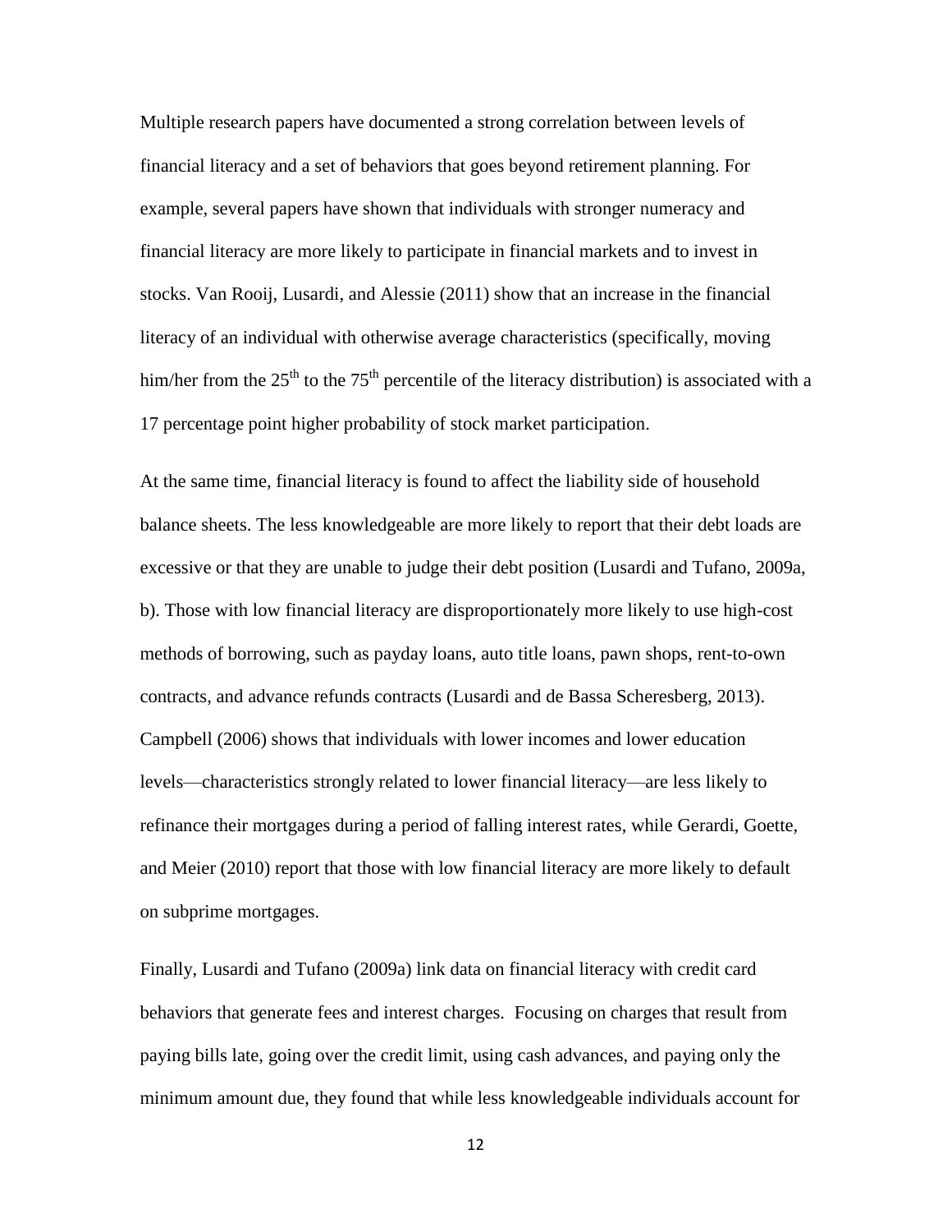Multiple research papers have documented a strong correlation between levels of financial literacy and a set of behaviors that goes beyond retirement planning. For example, several papers have shown that individuals with stronger numeracy and financial literacy are more likely to participate in financial markets and to invest in stocks. Van Rooij, Lusardi, and Alessie (2011) show that an increase in the financial literacy of an individual with otherwise average characteristics (specifically, moving him/her from the $25^{th}$ to the $75^{th}$ percentile of the literacy distribution) is associated with a 17 percentage point higher probability of stock market participation.

At the same time, financial literacy is found to affect the liability side of household balance sheets. The less knowledgeable are more likely to report that their debt loads are excessive or that they are unable to judge their debt position (Lusardi and Tufano, 2009a, b). Those with low financial literacy are disproportionately more likely to use high-cost methods of borrowing, such as payday loans, auto title loans, pawn shops, rent-to-own contracts, and advance refunds contracts (Lusardi and de Bassa Scheresberg, 2013). Campbell (2006) shows that individuals with lower incomes and lower education levels—characteristics strongly related to lower financial literacy—are less likely to refinance their mortgages during a period of falling interest rates, while Gerardi, Goette, and Meier (2010) report that those with low financial literacy are more likely to default on subprime mortgages.

Finally, Lusardi and Tufano (2009a) link data on financial literacy with credit card behaviors that generate fees and interest charges. Focusing on charges that result from paying bills late, going over the credit limit, using cash advances, and paying only the minimum amount due, they found that while less knowledgeable individuals account for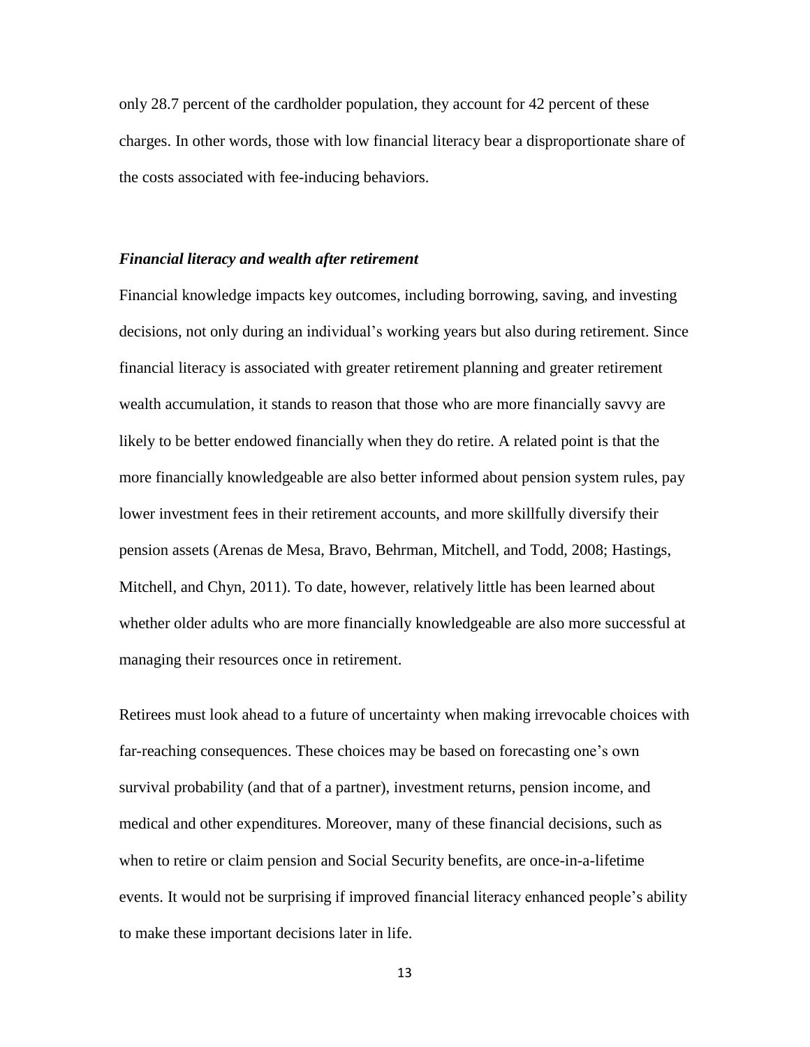only 28.7 percent of the cardholder population, they account for 42 percent of these charges. In other words, those with low financial literacy bear a disproportionate share of the costs associated with fee-inducing behaviors.

***Financial literacy and wealth after retirement***

Financial knowledge impacts key outcomes, including borrowing, saving, and investing decisions, not only during an individual's working years but also during retirement. Since financial literacy is associated with greater retirement planning and greater retirement wealth accumulation, it stands to reason that those who are more financially savvy are likely to be better endowed financially when they do retire. A related point is that the more financially knowledgeable are also better informed about pension system rules, pay lower investment fees in their retirement accounts, and more skillfully diversify their pension assets (Arenas de Mesa, Bravo, Behrman, Mitchell, and Todd, 2008; Hastings, Mitchell, and Chyn, 2011). To date, however, relatively little has been learned about whether older adults who are more financially knowledgeable are also more successful at managing their resources once in retirement.

Retirees must look ahead to a future of uncertainty when making irrevocable choices with far-reaching consequences. These choices may be based on forecasting one's own survival probability (and that of a partner), investment returns, pension income, and medical and other expenditures. Moreover, many of these financial decisions, such as when to retire or claim pension and Social Security benefits, are once-in-a-lifetime events. It would not be surprising if improved financial literacy enhanced people's ability to make these important decisions later in life.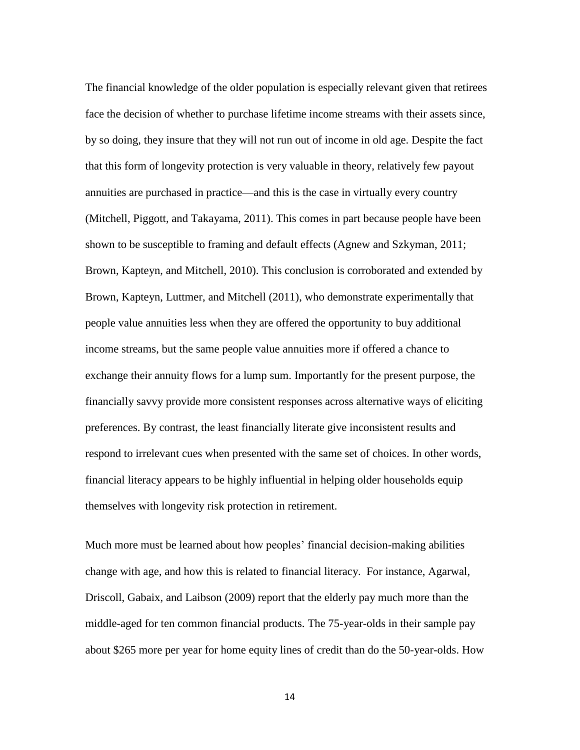The financial knowledge of the older population is especially relevant given that retirees face the decision of whether to purchase lifetime income streams with their assets since, by so doing, they insure that they will not run out of income in old age. Despite the fact that this form of longevity protection is very valuable in theory, relatively few payout annuities are purchased in practice—and this is the case in virtually every country (Mitchell, Piggott, and Takayama, 2011). This comes in part because people have been shown to be susceptible to framing and default effects (Agnew and Szkyman, 2011; Brown, Kapteyn, and Mitchell, 2010). This conclusion is corroborated and extended by Brown, Kapteyn, Luttmer, and Mitchell (2011), who demonstrate experimentally that people value annuities less when they are offered the opportunity to buy additional income streams, but the same people value annuities more if offered a chance to exchange their annuity flows for a lump sum. Importantly for the present purpose, the financially savvy provide more consistent responses across alternative ways of eliciting preferences. By contrast, the least financially literate give inconsistent results and respond to irrelevant cues when presented with the same set of choices. In other words, financial literacy appears to be highly influential in helping older households equip themselves with longevity risk protection in retirement.

Much more must be learned about how peoples' financial decision-making abilities change with age, and how this is related to financial literacy. For instance, Agarwal, Driscoll, Gabaix, and Laibson (2009) report that the elderly pay much more than the middle-aged for ten common financial products. The 75-year-olds in their sample pay about $265 more per year for home equity lines of credit than do the 50-year-olds. How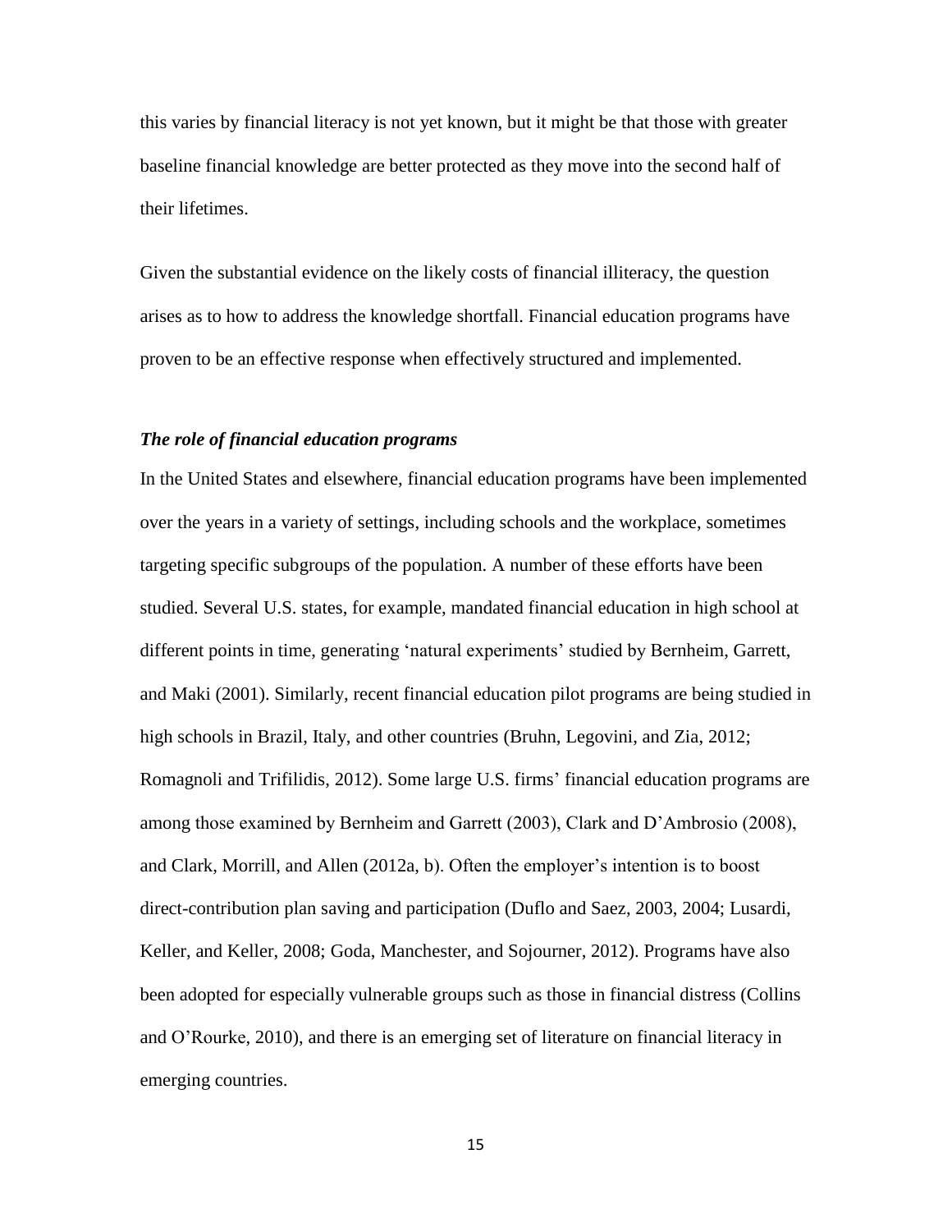this varies by financial literacy is not yet known, but it might be that those with greater baseline financial knowledge are better protected as they move into the second half of their lifetimes.

Given the substantial evidence on the likely costs of financial illiteracy, the question arises as to how to address the knowledge shortfall. Financial education programs have proven to be an effective response when effectively structured and implemented.

### *The role of financial education programs*

In the United States and elsewhere, financial education programs have been implemented over the years in a variety of settings, including schools and the workplace, sometimes targeting specific subgroups of the population. A number of these efforts have been studied. Several U.S. states, for example, mandated financial education in high school at different points in time, generating 'natural experiments' studied by Bernheim, Garrett, and Maki (2001). Similarly, recent financial education pilot programs are being studied in high schools in Brazil, Italy, and other countries (Bruhn, Legovini, and Zia, 2012; Romagnoli and Trifilidis, 2012). Some large U.S. firms' financial education programs are among those examined by Bernheim and Garrett (2003), Clark and D'Ambrosio (2008), and Clark, Morrill, and Allen (2012a, b). Often the employer's intention is to boost direct-contribution plan saving and participation (Duflo and Saez, 2003, 2004; Lusardi, Keller, and Keller, 2008; Goda, Manchester, and Sojourner, 2012). Programs have also been adopted for especially vulnerable groups such as those in financial distress (Collins and O'Rourke, 2010), and there is an emerging set of literature on financial literacy in emerging countries.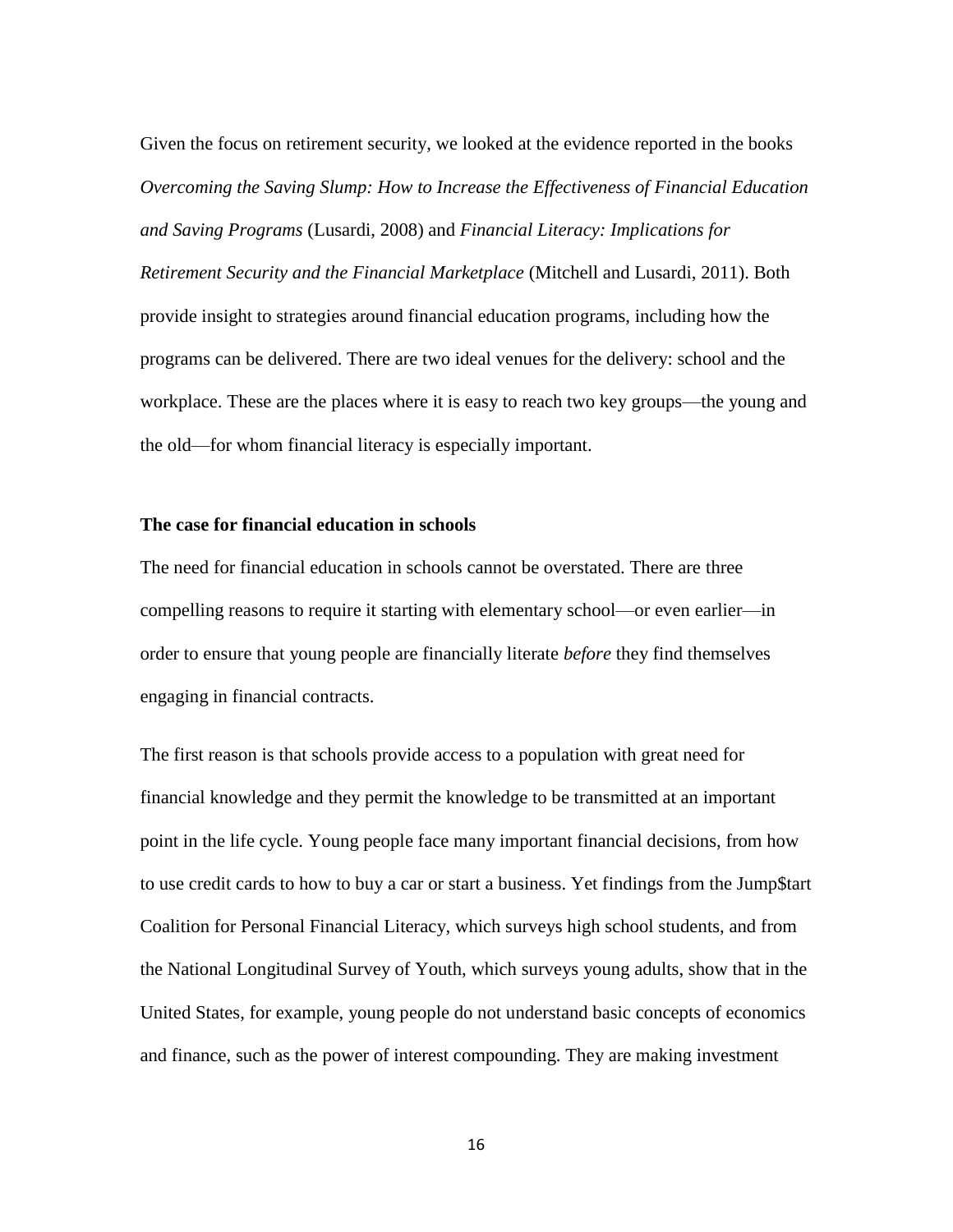Given the focus on retirement security, we looked at the evidence reported in the books *Overcoming the Saving Slump: How to Increase the Effectiveness of Financial Education and Saving Programs* (Lusardi, 2008) and *Financial Literacy: Implications for Retirement Security and the Financial Marketplace* (Mitchell and Lusardi, 2011). Both provide insight to strategies around financial education programs, including how the programs can be delivered. There are two ideal venues for the delivery: school and the workplace. These are the places where it is easy to reach two key groups—the young and the old—for whom financial literacy is especially important.

**The case for financial education in schools**

The need for financial education in schools cannot be overstated. There are three compelling reasons to require it starting with elementary school—or even earlier—in order to ensure that young people are financially literate *before* they find themselves engaging in financial contracts.

The first reason is that schools provide access to a population with great need for financial knowledge and they permit the knowledge to be transmitted at an important point in the life cycle. Young people face many important financial decisions, from how to use credit cards to how to buy a car or start a business. Yet findings from the Jump$tart Coalition for Personal Financial Literacy, which surveys high school students, and from the National Longitudinal Survey of Youth, which surveys young adults, show that in the United States, for example, young people do not understand basic concepts of economics and finance, such as the power of interest compounding. They are making investment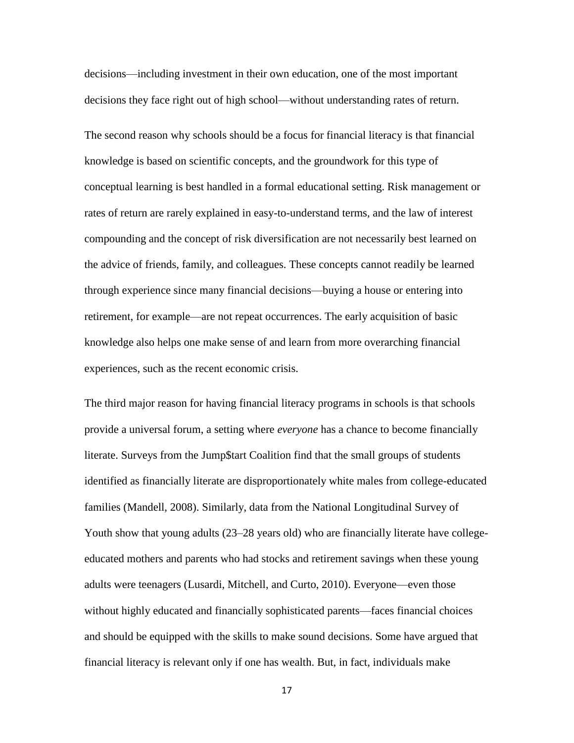decisions—including investment in their own education, one of the most important decisions they face right out of high school—without understanding rates of return.

The second reason why schools should be a focus for financial literacy is that financial knowledge is based on scientific concepts, and the groundwork for this type of conceptual learning is best handled in a formal educational setting. Risk management or rates of return are rarely explained in easy-to-understand terms, and the law of interest compounding and the concept of risk diversification are not necessarily best learned on the advice of friends, family, and colleagues. These concepts cannot readily be learned through experience since many financial decisions—buying a house or entering into retirement, for example—are not repeat occurrences. The early acquisition of basic knowledge also helps one make sense of and learn from more overarching financial experiences, such as the recent economic crisis.

The third major reason for having financial literacy programs in schools is that schools provide a universal forum, a setting where *everyone* has a chance to become financially literate. Surveys from the Jump$tart Coalition find that the small groups of students identified as financially literate are disproportionately white males from college-educated families (Mandell, 2008). Similarly, data from the National Longitudinal Survey of Youth show that young adults (23–28 years old) who are financially literate have college-educated mothers and parents who had stocks and retirement savings when these young adults were teenagers (Lusardi, Mitchell, and Curto, 2010). Everyone—even those without highly educated and financially sophisticated parents—faces financial choices and should be equipped with the skills to make sound decisions. Some have argued that financial literacy is relevant only if one has wealth. But, in fact, individuals make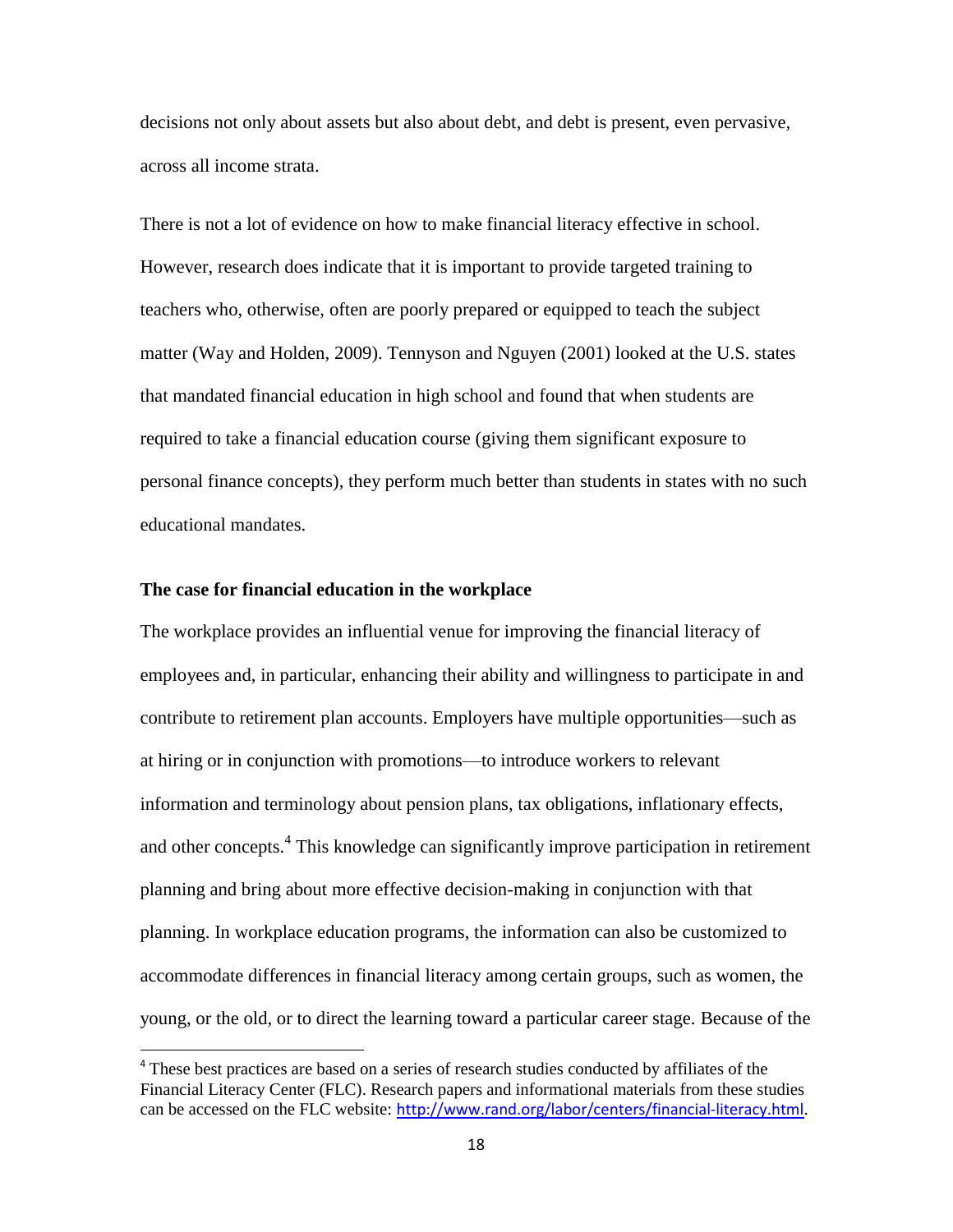decisions not only about assets but also about debt, and debt is present, even pervasive, across all income strata.

There is not a lot of evidence on how to make financial literacy effective in school. However, research does indicate that it is important to provide targeted training to teachers who, otherwise, often are poorly prepared or equipped to teach the subject matter (Way and Holden, 2009). Tennyson and Nguyen (2001) looked at the U.S. states that mandated financial education in high school and found that when students are required to take a financial education course (giving them significant exposure to personal finance concepts), they perform much better than students in states with no such educational mandates.

**The case for financial education in the workplace**

The workplace provides an influential venue for improving the financial literacy of employees and, in particular, enhancing their ability and willingness to participate in and contribute to retirement plan accounts. Employers have multiple opportunities—such as at hiring or in conjunction with promotions—to introduce workers to relevant information and terminology about pension plans, tax obligations, inflationary effects, and other concepts.[4] This knowledge can significantly improve participation in retirement planning and bring about more effective decision-making in conjunction with that planning. In workplace education programs, the information can also be customized to accommodate differences in financial literacy among certain groups, such as women, the young, or the old, or to direct the learning toward a particular career stage. Because of the

[4] These best practices are based on a series of research studies conducted by affiliates of the Financial Literacy Center (FLC). Research papers and informational materials from these studies can be accessed on the FLC website: http://www.rand.org/labor/centers/financial-literacy.html.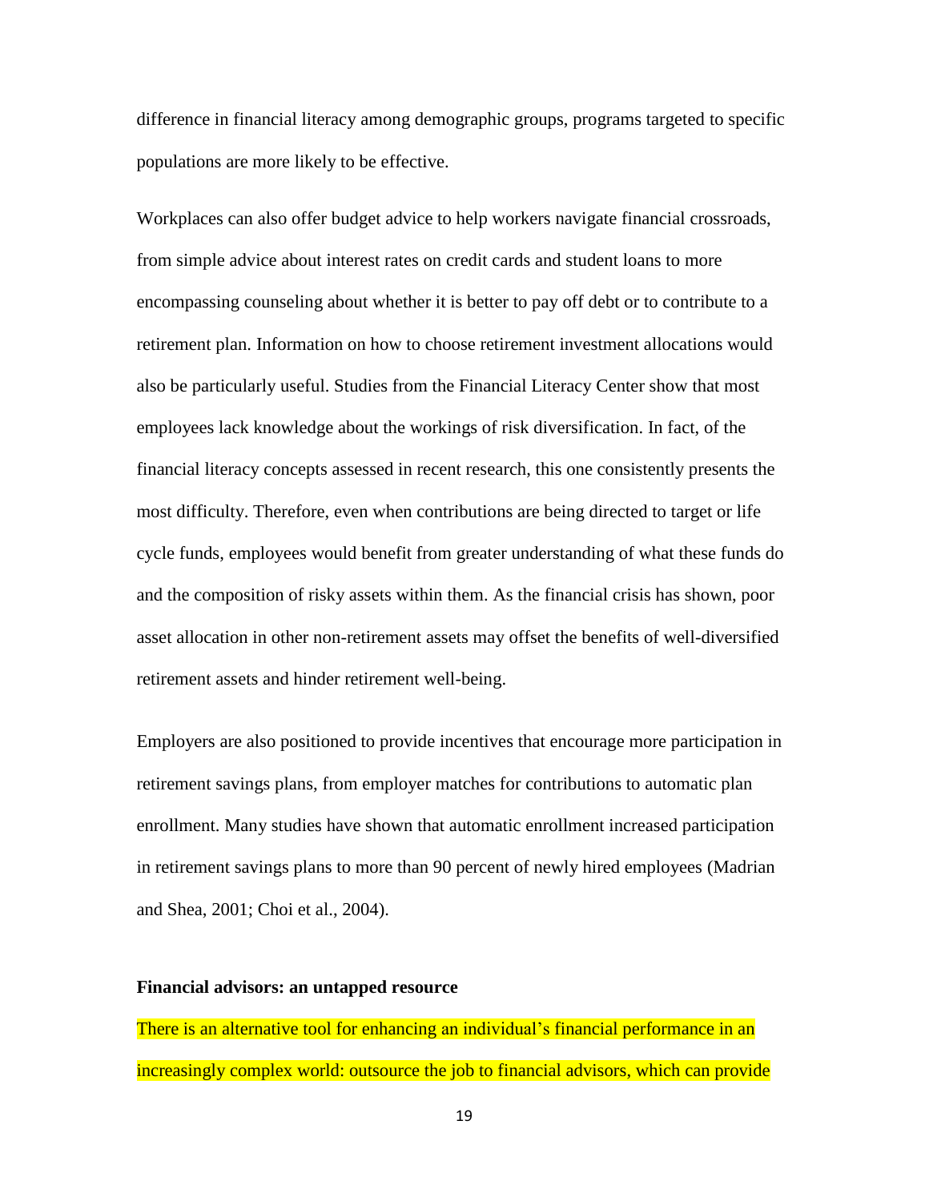difference in financial literacy among demographic groups, programs targeted to specific populations are more likely to be effective.

Workplaces can also offer budget advice to help workers navigate financial crossroads, from simple advice about interest rates on credit cards and student loans to more encompassing counseling about whether it is better to pay off debt or to contribute to a retirement plan. Information on how to choose retirement investment allocations would also be particularly useful. Studies from the Financial Literacy Center show that most employees lack knowledge about the workings of risk diversification. In fact, of the financial literacy concepts assessed in recent research, this one consistently presents the most difficulty. Therefore, even when contributions are being directed to target or life cycle funds, employees would benefit from greater understanding of what these funds do and the composition of risky assets within them. As the financial crisis has shown, poor asset allocation in other non-retirement assets may offset the benefits of well-diversified retirement assets and hinder retirement well-being.

Employers are also positioned to provide incentives that encourage more participation in retirement savings plans, from employer matches for contributions to automatic plan enrollment. Many studies have shown that automatic enrollment increased participation in retirement savings plans to more than 90 percent of newly hired employees (Madrian and Shea, 2001; Choi et al., 2004).

**Financial advisors: an untapped resource**

There is an alternative tool for enhancing an individual's financial performance in an increasingly complex world: outsource the job to financial advisors, which can provide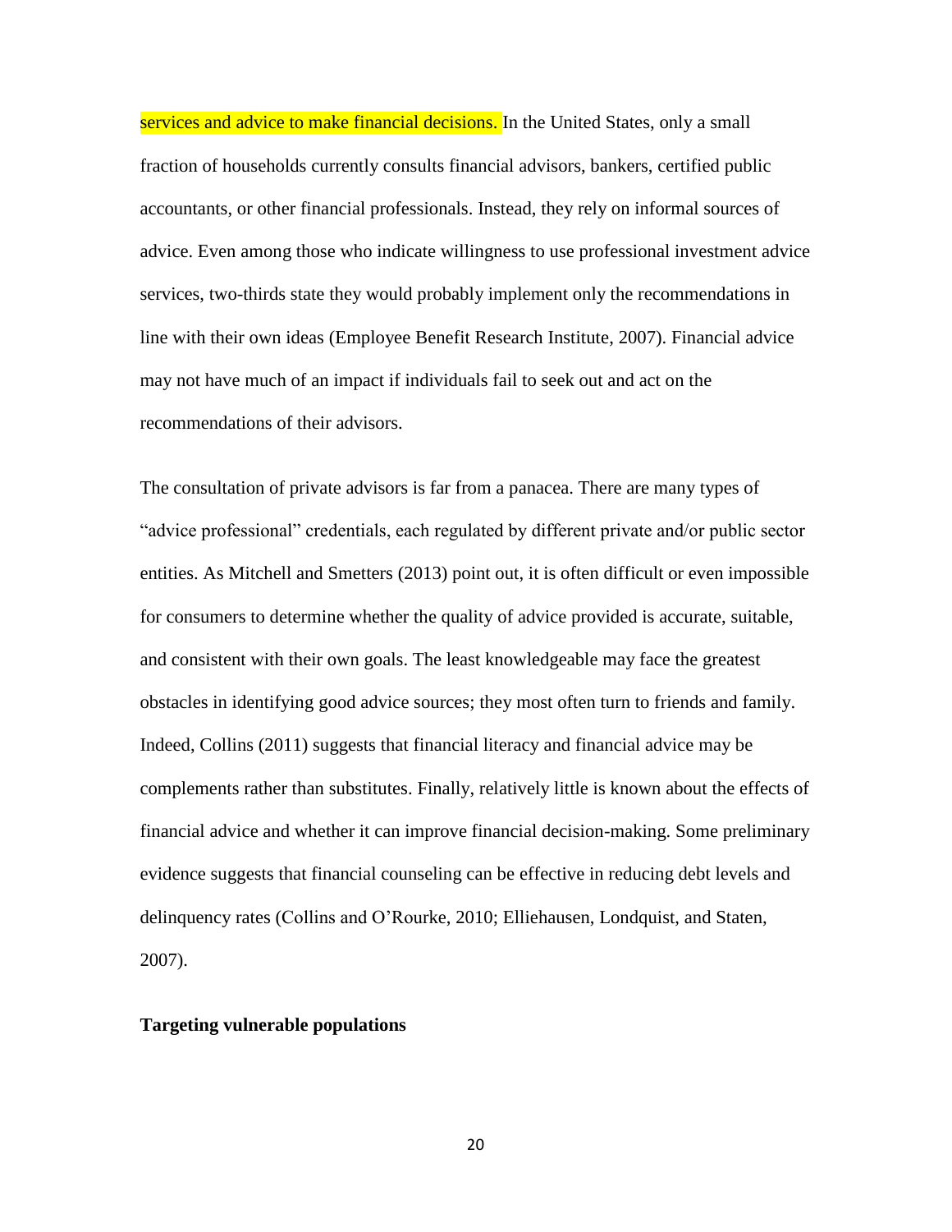services and advice to make financial decisions. In the United States, only a small fraction of households currently consults financial advisors, bankers, certified public accountants, or other financial professionals. Instead, they rely on informal sources of advice. Even among those who indicate willingness to use professional investment advice services, two-thirds state they would probably implement only the recommendations in line with their own ideas (Employee Benefit Research Institute, 2007). Financial advice may not have much of an impact if individuals fail to seek out and act on the recommendations of their advisors.

The consultation of private advisors is far from a panacea. There are many types of "advice professional" credentials, each regulated by different private and/or public sector entities. As Mitchell and Smetters (2013) point out, it is often difficult or even impossible for consumers to determine whether the quality of advice provided is accurate, suitable, and consistent with their own goals. The least knowledgeable may face the greatest obstacles in identifying good advice sources; they most often turn to friends and family. Indeed, Collins (2011) suggests that financial literacy and financial advice may be complements rather than substitutes. Finally, relatively little is known about the effects of financial advice and whether it can improve financial decision-making. Some preliminary evidence suggests that financial counseling can be effective in reducing debt levels and delinquency rates (Collins and O'Rourke, 2010; Elliehausen, Londquist, and Staten, 2007).

**Targeting vulnerable populations**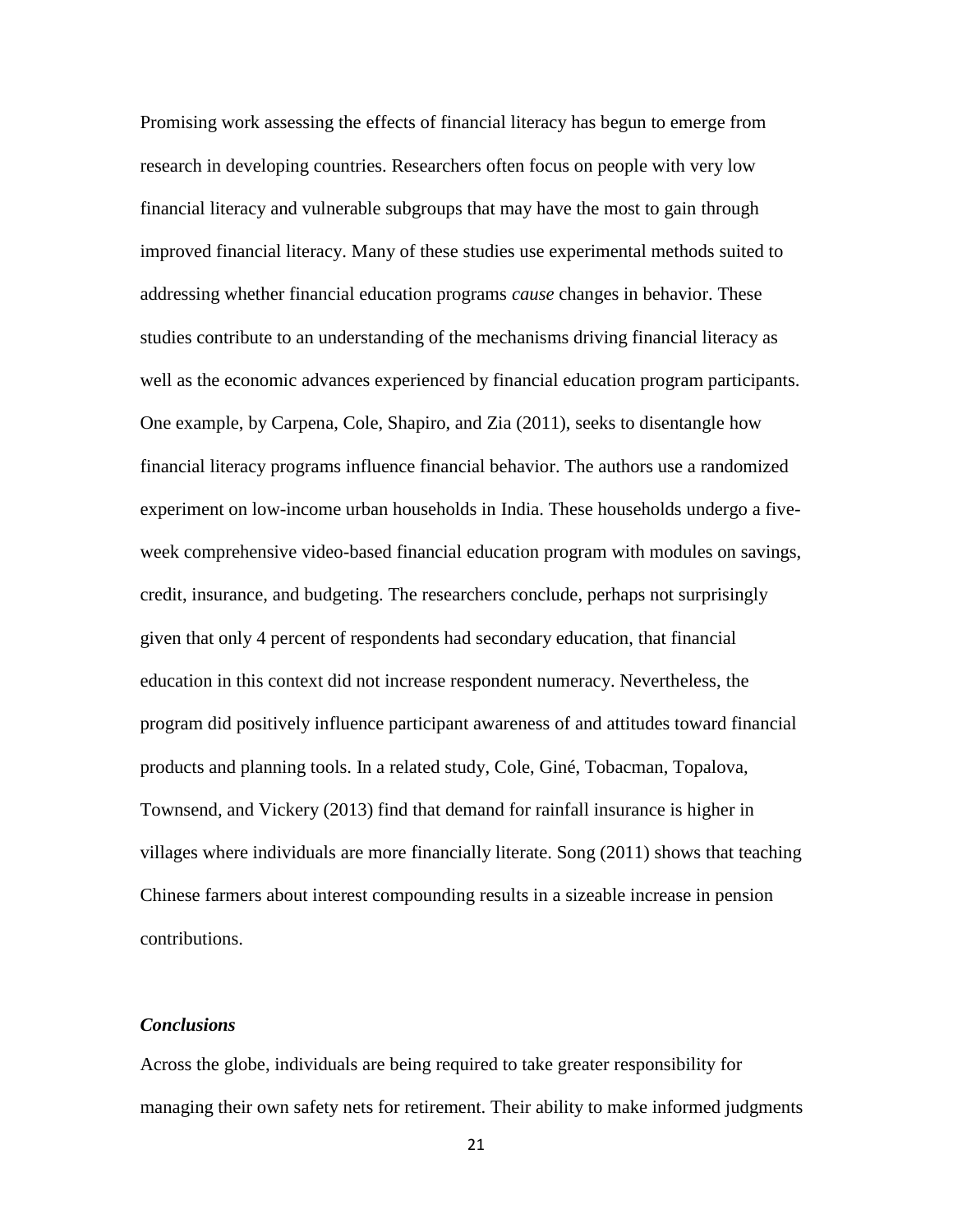Promising work assessing the effects of financial literacy has begun to emerge from research in developing countries. Researchers often focus on people with very low financial literacy and vulnerable subgroups that may have the most to gain through improved financial literacy. Many of these studies use experimental methods suited to addressing whether financial education programs *cause* changes in behavior. These studies contribute to an understanding of the mechanisms driving financial literacy as well as the economic advances experienced by financial education program participants. One example, by Carpena, Cole, Shapiro, and Zia (2011), seeks to disentangle how financial literacy programs influence financial behavior. The authors use a randomized experiment on low-income urban households in India. These households undergo a five-week comprehensive video-based financial education program with modules on savings, credit, insurance, and budgeting. The researchers conclude, perhaps not surprisingly given that only 4 percent of respondents had secondary education, that financial education in this context did not increase respondent numeracy. Nevertheless, the program did positively influence participant awareness of and attitudes toward financial products and planning tools. In a related study, Cole, Giné, Tobacman, Topalova, Townsend, and Vickery (2013) find that demand for rainfall insurance is higher in villages where individuals are more financially literate. Song (2011) shows that teaching Chinese farmers about interest compounding results in a sizeable increase in pension contributions.

### *Conclusions*

Across the globe, individuals are being required to take greater responsibility for managing their own safety nets for retirement. Their ability to make informed judgments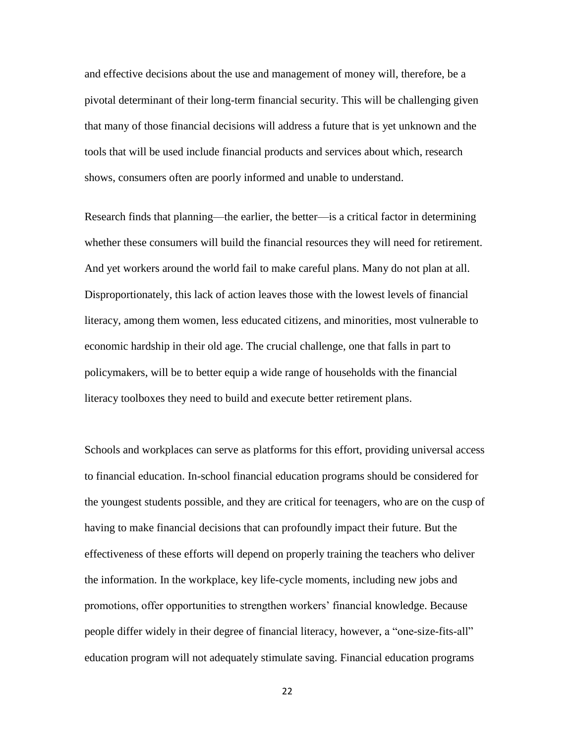and effective decisions about the use and management of money will, therefore, be a pivotal determinant of their long-term financial security. This will be challenging given that many of those financial decisions will address a future that is yet unknown and the tools that will be used include financial products and services about which, research shows, consumers often are poorly informed and unable to understand.

Research finds that planning—the earlier, the better—is a critical factor in determining whether these consumers will build the financial resources they will need for retirement. And yet workers around the world fail to make careful plans. Many do not plan at all. Disproportionately, this lack of action leaves those with the lowest levels of financial literacy, among them women, less educated citizens, and minorities, most vulnerable to economic hardship in their old age. The crucial challenge, one that falls in part to policymakers, will be to better equip a wide range of households with the financial literacy toolboxes they need to build and execute better retirement plans.

Schools and workplaces can serve as platforms for this effort, providing universal access to financial education. In-school financial education programs should be considered for the youngest students possible, and they are critical for teenagers, who are on the cusp of having to make financial decisions that can profoundly impact their future. But the effectiveness of these efforts will depend on properly training the teachers who deliver the information. In the workplace, key life-cycle moments, including new jobs and promotions, offer opportunities to strengthen workers' financial knowledge. Because people differ widely in their degree of financial literacy, however, a "one-size-fits-all" education program will not adequately stimulate saving. Financial education programs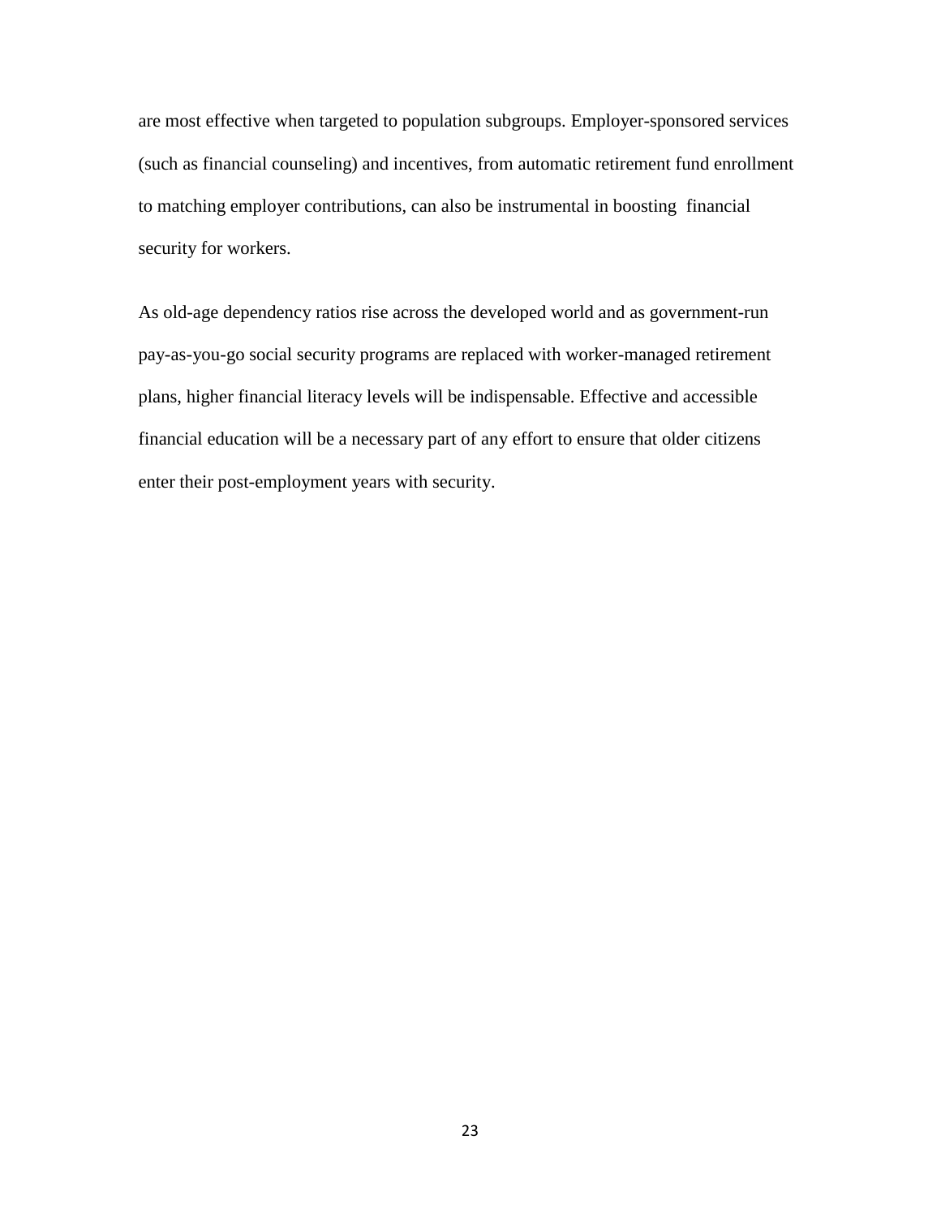are most effective when targeted to population subgroups. Employer-sponsored services (such as financial counseling) and incentives, from automatic retirement fund enrollment to matching employer contributions, can also be instrumental in boosting financial security for workers.

As old-age dependency ratios rise across the developed world and as government-run pay-as-you-go social security programs are replaced with worker-managed retirement plans, higher financial literacy levels will be indispensable. Effective and accessible financial education will be a necessary part of any effort to ensure that older citizens enter their post-employment years with security.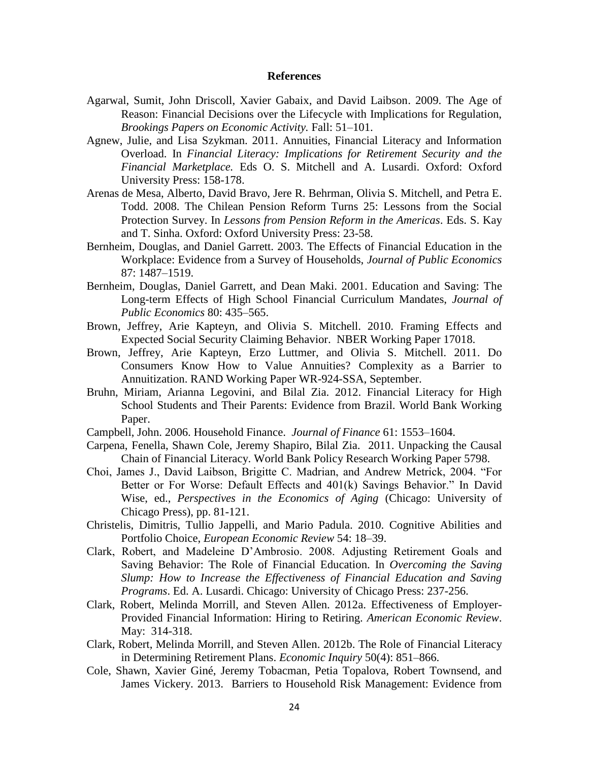# References

Agarwal, Sumit, John Driscoll, Xavier Gabaix, and David Laibson. 2009. The Age of Reason: Financial Decisions over the Lifecycle with Implications for Regulation, *Brookings Papers on Economic Activity.* Fall: 51–101.

Agnew, Julie, and Lisa Szykman. 2011. Annuities, Financial Literacy and Information Overload. In *Financial Literacy: Implications for Retirement Security and the Financial Marketplace.* Eds O. S. Mitchell and A. Lusardi. Oxford: Oxford University Press: 158-178.

Arenas de Mesa, Alberto, David Bravo, Jere R. Behrman, Olivia S. Mitchell, and Petra E. Todd. 2008. The Chilean Pension Reform Turns 25: Lessons from the Social Protection Survey. In *Lessons from Pension Reform in the Americas*. Eds. S. Kay and T. Sinha. Oxford: Oxford University Press: 23-58.

Bernheim, Douglas, and Daniel Garrett. 2003. The Effects of Financial Education in the Workplace: Evidence from a Survey of Households, *Journal of Public Economics* 87: 1487–1519.

Bernheim, Douglas, Daniel Garrett, and Dean Maki. 2001. Education and Saving: The Long-term Effects of High School Financial Curriculum Mandates, *Journal of Public Economics* 80: 435–565.

Brown, Jeffrey, Arie Kapteyn, and Olivia S. Mitchell. 2010. Framing Effects and Expected Social Security Claiming Behavior. NBER Working Paper 17018.

Brown, Jeffrey, Arie Kapteyn, Erzo Luttmer, and Olivia S. Mitchell. 2011. Do Consumers Know How to Value Annuities? Complexity as a Barrier to Annuitization. RAND Working Paper WR-924-SSA, September.

Bruhn, Miriam, Arianna Legovini, and Bilal Zia. 2012. Financial Literacy for High School Students and Their Parents: Evidence from Brazil. World Bank Working Paper.

Campbell, John. 2006. Household Finance. *Journal of Finance* 61: 1553–1604.

Carpena, Fenella, Shawn Cole, Jeremy Shapiro, Bilal Zia. 2011. Unpacking the Causal Chain of Financial Literacy. World Bank Policy Research Working Paper 5798.

Choi, James J., David Laibson, Brigitte C. Madrian, and Andrew Metrick, 2004. "For Better or For Worse: Default Effects and 401(k) Savings Behavior." In David Wise, ed., *Perspectives in the Economics of Aging* (Chicago: University of Chicago Press), pp. 81-121.

Christelis, Dimitris, Tullio Jappelli, and Mario Padula. 2010. Cognitive Abilities and Portfolio Choice, *European Economic Review* 54: 18–39.

Clark, Robert, and Madeleine D'Ambrosio. 2008. Adjusting Retirement Goals and Saving Behavior: The Role of Financial Education. In *Overcoming the Saving Slump: How to Increase the Effectiveness of Financial Education and Saving Programs*. Ed. A. Lusardi. Chicago: University of Chicago Press: 237-256.

Clark, Robert, Melinda Morrill, and Steven Allen. 2012a. Effectiveness of Employer-Provided Financial Information: Hiring to Retiring. *American Economic Review*. May: 314-318.

Clark, Robert, Melinda Morrill, and Steven Allen. 2012b. The Role of Financial Literacy in Determining Retirement Plans. *Economic Inquiry* 50(4): 851–866.

Cole, Shawn, Xavier Giné, Jeremy Tobacman, Petia Topalova, Robert Townsend, and James Vickery. 2013. Barriers to Household Risk Management: Evidence from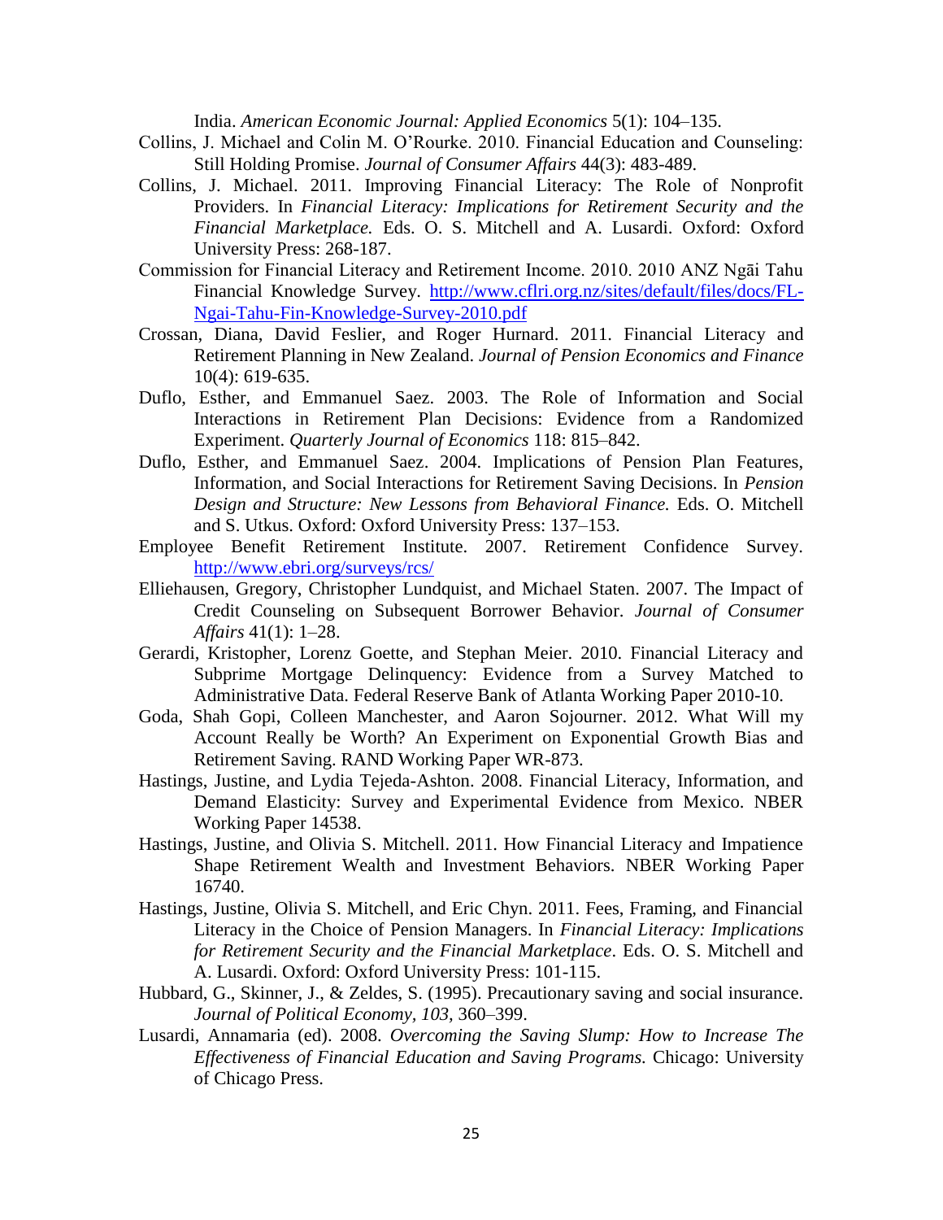India. *American Economic Journal: Applied Economics* 5(1): 104–135.

Collins, J. Michael and Colin M. O'Rourke. 2010. Financial Education and Counseling: Still Holding Promise. *Journal of Consumer Affairs* 44(3): 483-489.

Collins, J. Michael. 2011. Improving Financial Literacy: The Role of Nonprofit Providers. In *Financial Literacy: Implications for Retirement Security and the Financial Marketplace.* Eds. O. S. Mitchell and A. Lusardi. Oxford: Oxford University Press: 268-187.

Commission for Financial Literacy and Retirement Income. 2010. 2010 ANZ Ngāi Tahu Financial Knowledge Survey. [http://www.cflri.org.nz/sites/default/files/docs/FL-Ngai-Tahu-Fin-Knowledge-Survey-2010.pdf](http://www.cflri.org.nz/sites/default/files/docs/FL-Ngai-Tahu-Fin-Knowledge-Survey-2010.pdf)

Crossan, Diana, David Feslier, and Roger Hurnard. 2011. Financial Literacy and Retirement Planning in New Zealand. *Journal of Pension Economics and Finance* 10(4): 619-635.

Duflo, Esther, and Emmanuel Saez. 2003. The Role of Information and Social Interactions in Retirement Plan Decisions: Evidence from a Randomized Experiment. *Quarterly Journal of Economics* 118: 815–842.

Duflo, Esther, and Emmanuel Saez. 2004. Implications of Pension Plan Features, Information, and Social Interactions for Retirement Saving Decisions. In *Pension Design and Structure: New Lessons from Behavioral Finance.* Eds. O. Mitchell and S. Utkus. Oxford: Oxford University Press: 137–153.

Employee Benefit Retirement Institute. 2007. Retirement Confidence Survey. [http://www.ebri.org/surveys/rcs/](http://www.ebri.org/surveys/rcs/)

Elliehausen, Gregory, Christopher Lundquist, and Michael Staten. 2007. The Impact of Credit Counseling on Subsequent Borrower Behavior. *Journal of Consumer Affairs* 41(1): 1–28.

Gerardi, Kristopher, Lorenz Goette, and Stephan Meier. 2010. Financial Literacy and Subprime Mortgage Delinquency: Evidence from a Survey Matched to Administrative Data. Federal Reserve Bank of Atlanta Working Paper 2010-10.

Goda, Shah Gopi, Colleen Manchester, and Aaron Sojourner. 2012. What Will my Account Really be Worth? An Experiment on Exponential Growth Bias and Retirement Saving. RAND Working Paper WR-873.

Hastings, Justine, and Lydia Tejeda-Ashton. 2008. Financial Literacy, Information, and Demand Elasticity: Survey and Experimental Evidence from Mexico. NBER Working Paper 14538.

Hastings, Justine, and Olivia S. Mitchell. 2011. How Financial Literacy and Impatience Shape Retirement Wealth and Investment Behaviors. NBER Working Paper 16740.

Hastings, Justine, Olivia S. Mitchell, and Eric Chyn. 2011. Fees, Framing, and Financial Literacy in the Choice of Pension Managers. In *Financial Literacy: Implications for Retirement Security and the Financial Marketplace*. Eds. O. S. Mitchell and A. Lusardi. Oxford: Oxford University Press: 101-115.

Hubbard, G., Skinner, J., & Zeldes, S. (1995). Precautionary saving and social insurance. *Journal of Political Economy, 103,* 360–399.

Lusardi, Annamaria (ed). 2008. *Overcoming the Saving Slump: How to Increase The Effectiveness of Financial Education and Saving Programs.* Chicago: University of Chicago Press.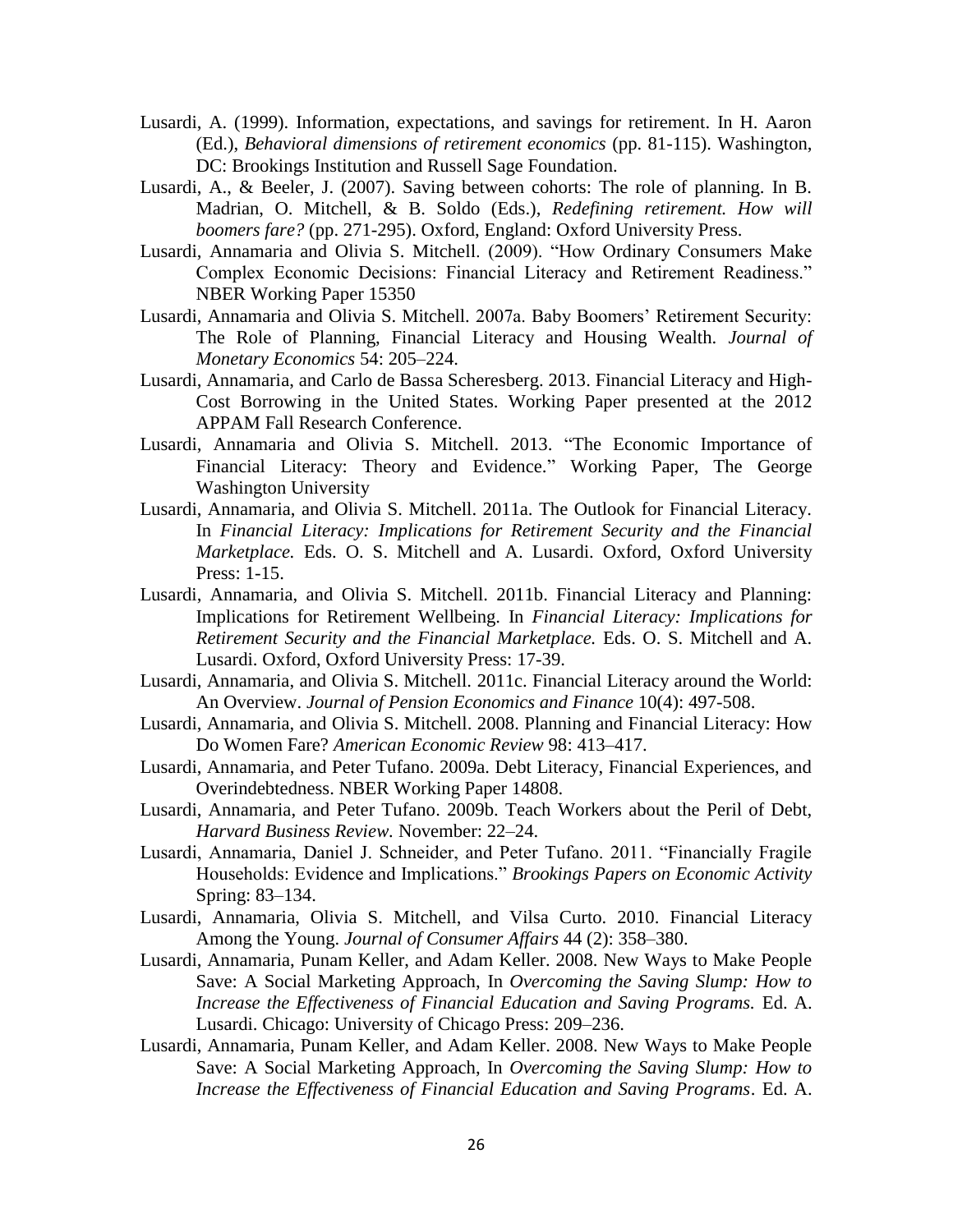Lusardi, A. (1999). Information, expectations, and savings for retirement. In H. Aaron (Ed.), *Behavioral dimensions of retirement economics* (pp. 81-115). Washington, DC: Brookings Institution and Russell Sage Foundation.

Lusardi, A., & Beeler, J. (2007). Saving between cohorts: The role of planning. In B. Madrian, O. Mitchell, & B. Soldo (Eds.), *Redefining retirement. How will boomers fare?* (pp. 271-295). Oxford, England: Oxford University Press.

Lusardi, Annamaria and Olivia S. Mitchell. (2009). "How Ordinary Consumers Make Complex Economic Decisions: Financial Literacy and Retirement Readiness." NBER Working Paper 15350

Lusardi, Annamaria and Olivia S. Mitchell. 2007a. Baby Boomers' Retirement Security: The Role of Planning, Financial Literacy and Housing Wealth. *Journal of Monetary Economics* 54: 205–224.

Lusardi, Annamaria, and Carlo de Bassa Scheresberg. 2013. Financial Literacy and High-Cost Borrowing in the United States. Working Paper presented at the 2012 APPAM Fall Research Conference.

Lusardi, Annamaria and Olivia S. Mitchell. 2013. "The Economic Importance of Financial Literacy: Theory and Evidence." Working Paper, The George Washington University

Lusardi, Annamaria, and Olivia S. Mitchell. 2011a. The Outlook for Financial Literacy. In *Financial Literacy: Implications for Retirement Security and the Financial Marketplace.* Eds. O. S. Mitchell and A. Lusardi. Oxford, Oxford University Press: 1-15.

Lusardi, Annamaria, and Olivia S. Mitchell. 2011b. Financial Literacy and Planning: Implications for Retirement Wellbeing. In *Financial Literacy: Implications for Retirement Security and the Financial Marketplace.* Eds. O. S. Mitchell and A. Lusardi. Oxford, Oxford University Press: 17-39.

Lusardi, Annamaria, and Olivia S. Mitchell. 2011c. Financial Literacy around the World: An Overview. *Journal of Pension Economics and Finance* 10(4): 497-508.

Lusardi, Annamaria, and Olivia S. Mitchell. 2008. Planning and Financial Literacy: How Do Women Fare? *American Economic Review* 98: 413–417.

Lusardi, Annamaria, and Peter Tufano. 2009a. Debt Literacy, Financial Experiences, and Overindebtedness. NBER Working Paper 14808.

Lusardi, Annamaria, and Peter Tufano. 2009b. Teach Workers about the Peril of Debt, *Harvard Business Review.* November: 22–24.

Lusardi, Annamaria, Daniel J. Schneider, and Peter Tufano. 2011. "Financially Fragile Households: Evidence and Implications." *Brookings Papers on Economic Activity* Spring: 83–134.

Lusardi, Annamaria, Olivia S. Mitchell, and Vilsa Curto. 2010. Financial Literacy Among the Young. *Journal of Consumer Affairs* 44 (2): 358–380.

Lusardi, Annamaria, Punam Keller, and Adam Keller. 2008. New Ways to Make People Save: A Social Marketing Approach, In *Overcoming the Saving Slump: How to Increase the Effectiveness of Financial Education and Saving Programs.* Ed. A. Lusardi. Chicago: University of Chicago Press: 209–236.

Lusardi, Annamaria, Punam Keller, and Adam Keller. 2008. New Ways to Make People Save: A Social Marketing Approach, In *Overcoming the Saving Slump: How to Increase the Effectiveness of Financial Education and Saving Programs*. Ed. A.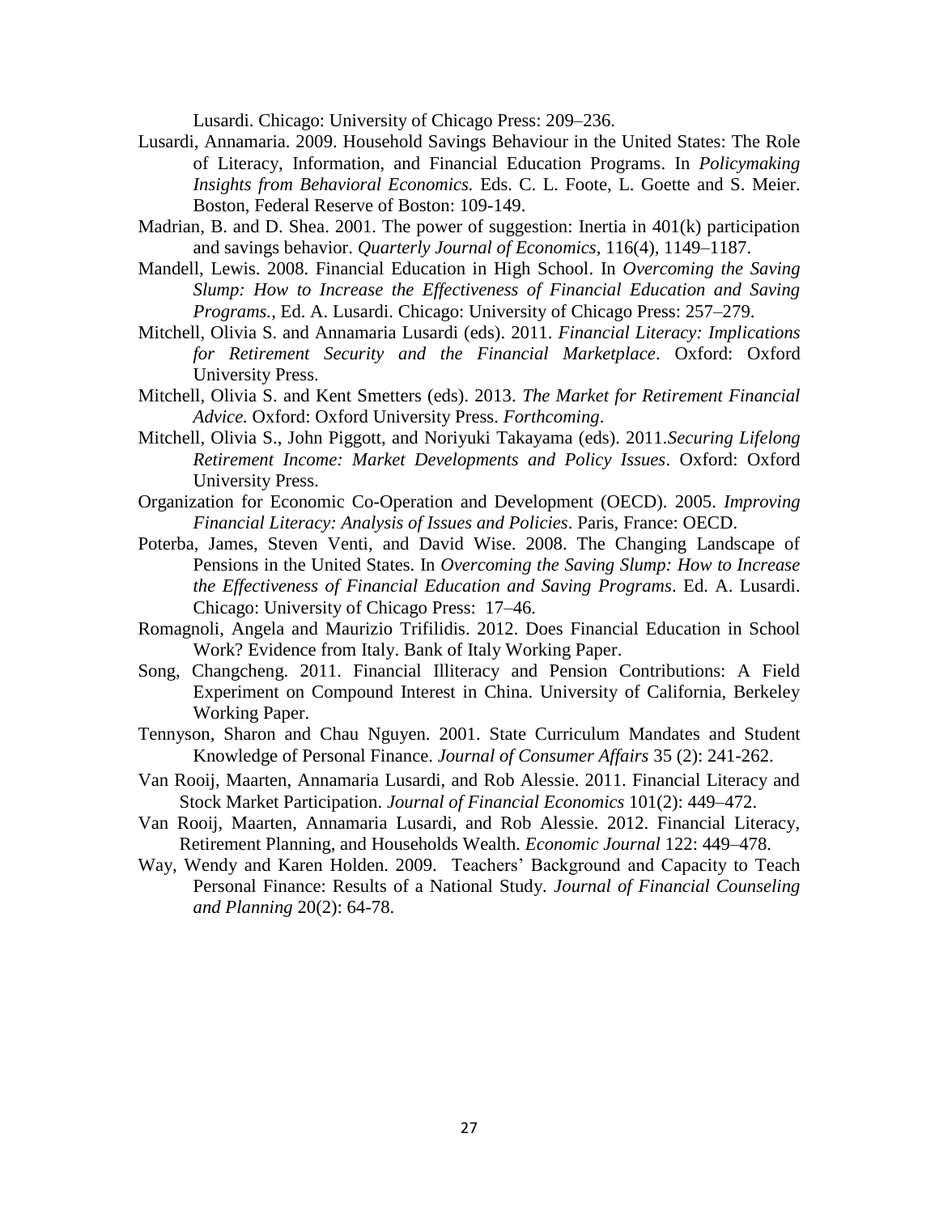Lusardi. Chicago: University of Chicago Press: 209–236.

Lusardi, Annamaria. 2009. Household Savings Behaviour in the United States: The Role of Literacy, Information, and Financial Education Programs. In *Policymaking Insights from Behavioral Economics.* Eds. C. L. Foote, L. Goette and S. Meier. Boston, Federal Reserve of Boston: 109-149.

Madrian, B. and D. Shea. 2001. The power of suggestion: Inertia in 401(k) participation and savings behavior. *Quarterly Journal of Economics*, 116(4), 1149–1187.

Mandell, Lewis. 2008. Financial Education in High School. In *Overcoming the Saving Slump: How to Increase the Effectiveness of Financial Education and Saving Programs.*, Ed. A. Lusardi. Chicago: University of Chicago Press: 257–279.

Mitchell, Olivia S. and Annamaria Lusardi (eds). 2011. *Financial Literacy: Implications for Retirement Security and the Financial Marketplace*. Oxford: Oxford University Press.

Mitchell, Olivia S. and Kent Smetters (eds). 2013. *The Market for Retirement Financial Advice.* Oxford: Oxford University Press. *Forthcoming*.

Mitchell, Olivia S., John Piggott, and Noriyuki Takayama (eds). 2011.*Securing Lifelong Retirement Income: Market Developments and Policy Issues*. Oxford: Oxford University Press.

Organization for Economic Co-Operation and Development (OECD). 2005. *Improving Financial Literacy: Analysis of Issues and Policies*. Paris, France: OECD.

Poterba, James, Steven Venti, and David Wise. 2008. The Changing Landscape of Pensions in the United States. In *Overcoming the Saving Slump: How to Increase the Effectiveness of Financial Education and Saving Programs*. Ed. A. Lusardi. Chicago: University of Chicago Press: 17–46.

Romagnoli, Angela and Maurizio Trifilidis. 2012. Does Financial Education in School Work? Evidence from Italy. Bank of Italy Working Paper.

Song, Changcheng. 2011. Financial Illiteracy and Pension Contributions: A Field Experiment on Compound Interest in China. University of California, Berkeley Working Paper.

Tennyson, Sharon and Chau Nguyen. 2001. State Curriculum Mandates and Student Knowledge of Personal Finance. *Journal of Consumer Affairs* 35 (2): 241-262.

Van Rooij, Maarten, Annamaria Lusardi, and Rob Alessie. 2011. Financial Literacy and Stock Market Participation. *Journal of Financial Economics* 101(2): 449–472.

Van Rooij, Maarten, Annamaria Lusardi, and Rob Alessie. 2012. Financial Literacy, Retirement Planning, and Households Wealth. *Economic Journal* 122: 449–478.

Way, Wendy and Karen Holden. 2009. Teachers' Background and Capacity to Teach Personal Finance: Results of a National Study. *Journal of Financial Counseling and Planning* 20(2): 64-78.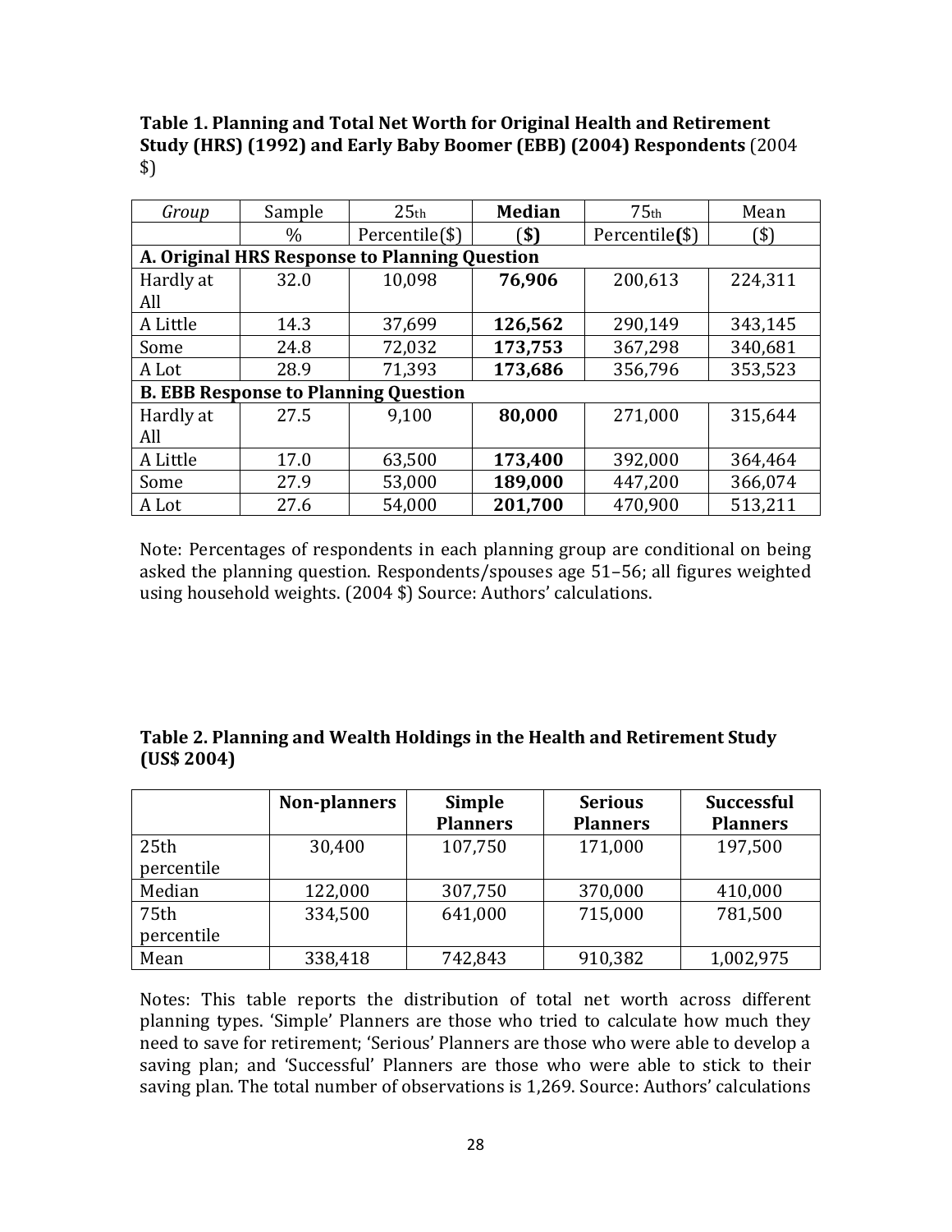**Table 1. Planning and Total Net Worth for Original Health and Retirement Study (HRS) (1992) and Early Baby Boomer (EBB) (2004) Respondents** (2004 $)

| *Group* | Sample % | 25th Percentile($) | **Median ($)** | 75th Percentile($) | Mean ($) |
|---|---|---|---|---|---|
| **A. Original HRS Response to Planning Question** | | | | | |
| Hardly at All | 32.0 | 10,098 | **76,906** | 200,613 | 224,311 |
| A Little | 14.3 | 37,699 | **126,562** | 290,149 | 343,145 |
| Some | 24.8 | 72,032 | **173,753** | 367,298 | 340,681 |
| A Lot | 28.9 | 71,393 | **173,686** | 356,796 | 353,523 |
| **B. EBB Response to Planning Question** | | | | | |
| Hardly at All | 27.5 | 9,100 | **80,000** | 271,000 | 315,644 |
| A Little | 17.0 | 63,500 | **173,400** | 392,000 | 364,464 |
| Some | 27.9 | 53,000 | **189,000** | 447,200 | 366,074 |
| A Lot | 27.6 | 54,000 | **201,700** | 470,900 | 513,211 |

Note: Percentages of respondents in each planning group are conditional on being asked the planning question. Respondents/spouses age 51–56; all figures weighted using household weights. (2004 $) Source: Authors' calculations.

**Table 2. Planning and Wealth Holdings in the Health and Retirement Study (US$ 2004)**

| | **Non-planners** | **Simple Planners** | **Serious Planners** | **Successful Planners** |
|---|---|---|---|---|
| 25th percentile | 30,400 | 107,750 | 171,000 | 197,500 |
| Median | 122,000 | 307,750 | 370,000 | 410,000 |
| 75th percentile | 334,500 | 641,000 | 715,000 | 781,500 |
| Mean | 338,418 | 742,843 | 910,382 | 1,002,975 |

Notes: This table reports the distribution of total net worth across different planning types. 'Simple' Planners are those who tried to calculate how much they need to save for retirement; 'Serious' Planners are those who were able to develop a saving plan; and 'Successful' Planners are those who were able to stick to their saving plan. The total number of observations is 1,269. Source: Authors' calculations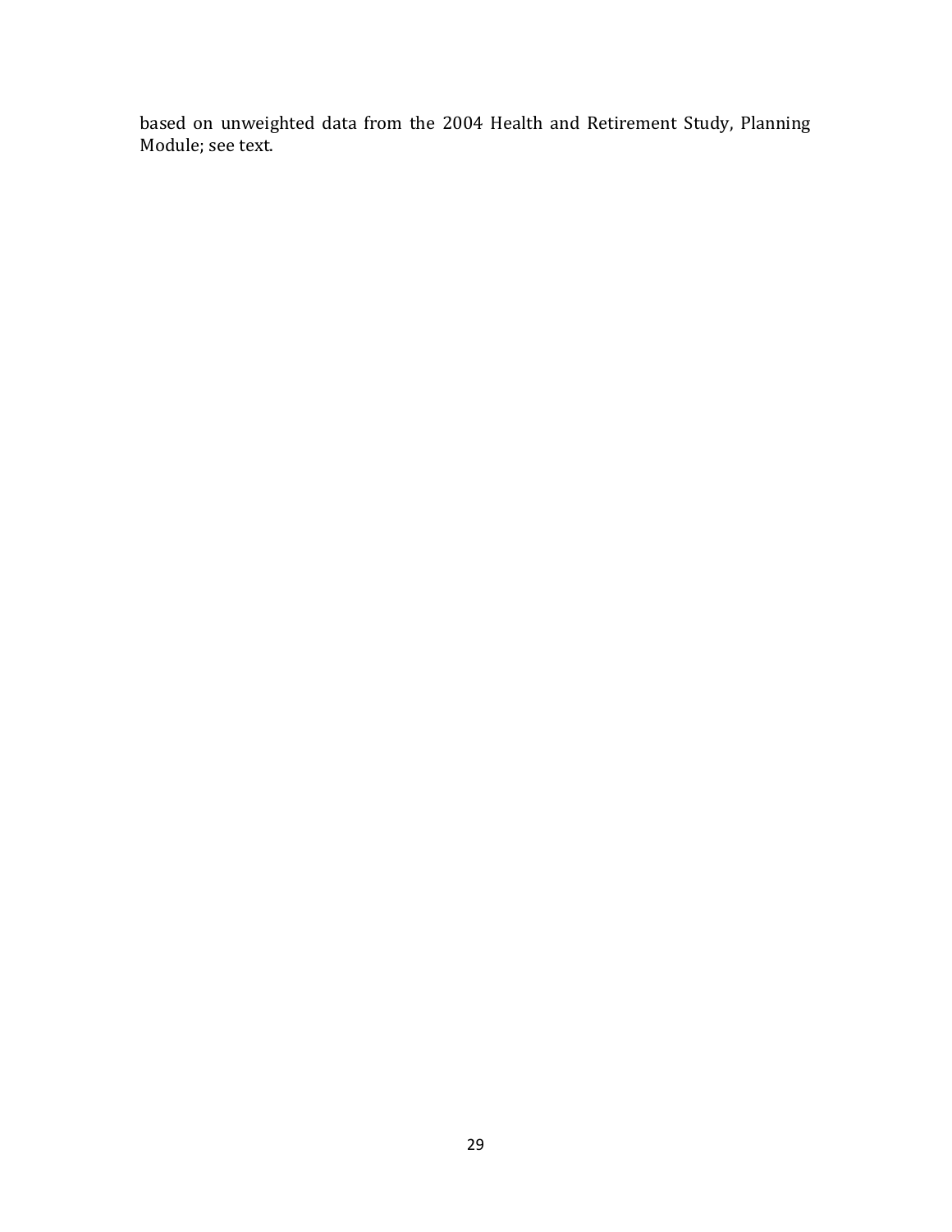based on unweighted data from the 2004 Health and Retirement Study, Planning Module; see text.